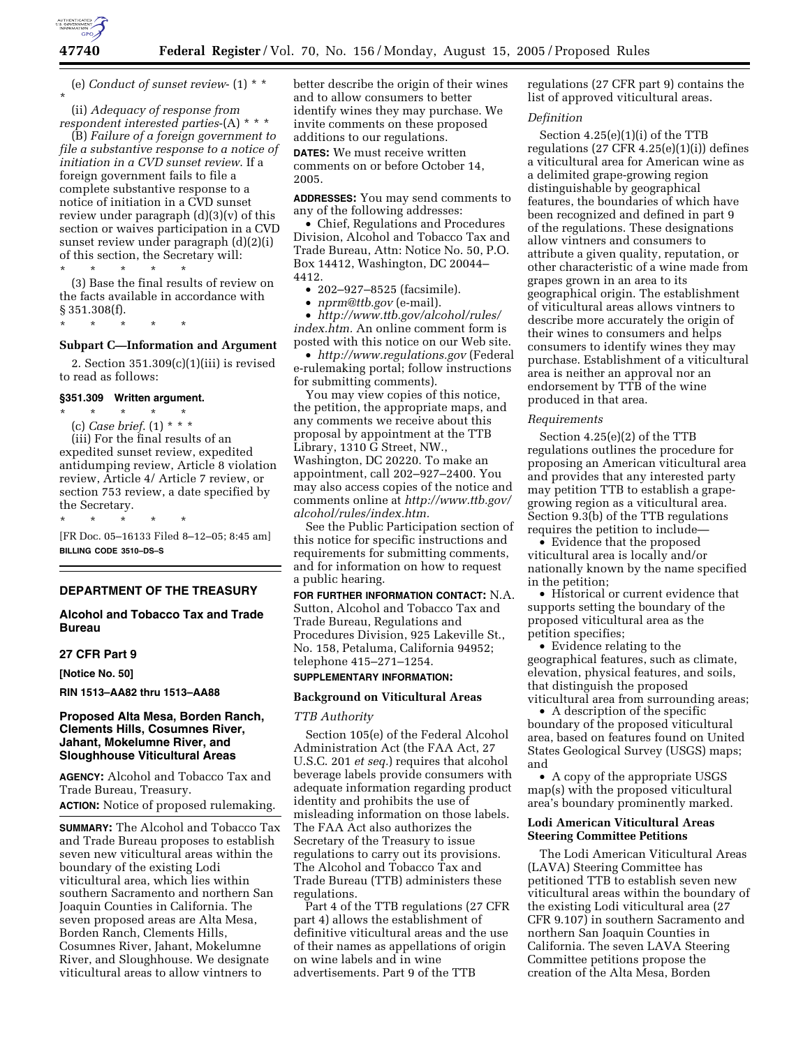(e) *Conduct of sunset review*- (1) * * *

(ii) *Adequacy of response from respondent interested parties*-(A) * * *

(B) *Failure of a foreign government to file a substantive response to a notice of initiation in a CVD sunset review*. If a foreign government fails to file a complete substantive response to a notice of initiation in a CVD sunset review under paragraph (d)(3)(v) of this section or waives participation in a CVD sunset review under paragraph (d)(2)(i) of this section, the Secretary will:

\* \* \* \* \*

(3) Base the final results of review on the facts available in accordance with § 351.308(f).

\* \* \* \* \*

### Subpart C—Information and Argument

2. Section 351.309(c)(1)(iii) is revised to read as follows:

#### §351.309 Written argument.

\* \* \* \* \*

(c) *Case brief*. (1) * * *

(iii) For the final results of an expedited sunset review, expedited antidumping review, Article 8 violation review, Article 4/ Article 7 review, or section 753 review, a date specified by the Secretary.

\* \* \* \* \*

[FR Doc. 05–16133 Filed 8–12–05; 8:45 am]

**BILLING CODE 3510–DS–S**

## DEPARTMENT OF THE TREASURY

### Alcohol and Tobacco Tax and Trade Bureau

### 27 CFR Part 9

**[Notice No. 50]**

**RIN 1513–AA82 thru 1513–AA88**

### Proposed Alta Mesa, Borden Ranch, Clements Hills, Cosumnes River, Jahant, Mokelumne River, and Sloughhouse Viticultural Areas

**AGENCY:** Alcohol and Tobacco Tax and Trade Bureau, Treasury.

**ACTION:** Notice of proposed rulemaking.

**SUMMARY:** The Alcohol and Tobacco Tax and Trade Bureau proposes to establish seven new viticultural areas within the boundary of the existing Lodi viticultural area, which lies within southern Sacramento and northern San Joaquin Counties in California. The seven proposed areas are Alta Mesa, Borden Ranch, Clements Hills, Cosumnes River, Jahant, Mokelumne River, and Sloughhouse. We designate viticultural areas to allow vintners to better describe the origin of their wines and to allow consumers to better identify wines they may purchase. We invite comments on these proposed additions to our regulations.

**DATES:** We must receive written comments on or before October 14, 2005.

**ADDRESSES:** You may send comments to any of the following addresses:

- Chief, Regulations and Procedures Division, Alcohol and Tobacco Tax and Trade Bureau, Attn: Notice No. 50, P.O. Box 14412, Washington, DC 20044–4412.
- 202–927–8525 (facsimile).
- *nprm@ttb.gov* (e-mail).
- *http://www.ttb.gov/alcohol/rules/index.htm*. An online comment form is posted with this notice on our Web site.
- *http://www.regulations.gov* (Federal e-rulemaking portal; follow instructions for submitting comments).

You may view copies of this notice, the petition, the appropriate maps, and any comments we receive about this proposal by appointment at the TTB Library, 1310 G Street, NW., Washington, DC 20220. To make an appointment, call 202–927–2400. You may also access copies of the notice and comments online at *http://www.ttb.gov/alcohol/rules/index.htm*.

See the Public Participation section of this notice for specific instructions and requirements for submitting comments, and for information on how to request a public hearing.

**FOR FURTHER INFORMATION CONTACT:** N.A. Sutton, Alcohol and Tobacco Tax and Trade Bureau, Regulations and Procedures Division, 925 Lakeville St., No. 158, Petaluma, California 94952; telephone 415–271–1254.

**SUPPLEMENTARY INFORMATION:**

### Background on Viticultural Areas

#### *TTB Authority*

Section 105(e) of the Federal Alcohol Administration Act (the FAA Act, 27 U.S.C. 201 *et seq.*) requires that alcohol beverage labels provide consumers with adequate information regarding product identity and prohibits the use of misleading information on those labels. The FAA Act also authorizes the Secretary of the Treasury to issue regulations to carry out its provisions. The Alcohol and Tobacco Tax and Trade Bureau (TTB) administers these regulations.

Part 4 of the TTB regulations (27 CFR part 4) allows the establishment of definitive viticultural areas and the use of their names as appellations of origin on wine labels and in wine advertisements. Part 9 of the TTB regulations (27 CFR part 9) contains the list of approved viticultural areas.

#### *Definition*

Section 4.25(e)(1)(i) of the TTB regulations (27 CFR 4.25(e)(1)(i)) defines a viticultural area for American wine as a delimited grape-growing region distinguishable by geographical features, the boundaries of which have been recognized and defined in part 9 of the regulations. These designations allow vintners and consumers to attribute a given quality, reputation, or other characteristic of a wine made from grapes grown in an area to its geographical origin. The establishment of viticultural areas allows vintners to describe more accurately the origin of their wines to consumers and helps consumers to identify wines they may purchase. Establishment of a viticultural area is neither an approval nor an endorsement by TTB of the wine produced in that area.

#### *Requirements*

Section 4.25(e)(2) of the TTB regulations outlines the procedure for proposing an American viticultural area and provides that any interested party may petition TTB to establish a grape-growing region as a viticultural area. Section 9.3(b) of the TTB regulations requires the petition to include—

- Evidence that the proposed viticultural area is locally and/or nationally known by the name specified in the petition;
- Historical or current evidence that supports setting the boundary of the proposed viticultural area as the petition specifies;
- Evidence relating to the geographical features, such as climate, elevation, physical features, and soils, that distinguish the proposed viticultural area from surrounding areas;
- A description of the specific boundary of the proposed viticultural area, based on features found on United States Geological Survey (USGS) maps; and
- A copy of the appropriate USGS map(s) with the proposed viticultural area's boundary prominently marked.

### Lodi American Viticultural Areas Steering Committee Petitions

The Lodi American Viticultural Areas (LAVA) Steering Committee has petitioned TTB to establish seven new viticultural areas within the boundary of the existing Lodi viticultural area (27 CFR 9.107) in southern Sacramento and northern San Joaquin Counties in California. The seven LAVA Steering Committee petitions propose the creation of the Alta Mesa, Borden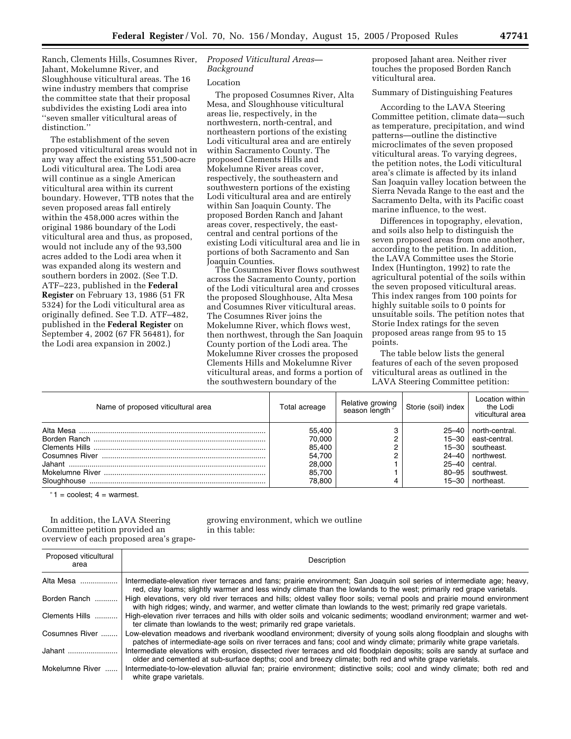Ranch, Clements Hills, Cosumnes River, Jahant, Mokelumne River, and Sloughhouse viticultural areas. The 16 wine industry members that comprise the committee state that their proposal subdivides the existing Lodi area into ''seven smaller viticultural areas of distinction.''

The establishment of the seven proposed viticultural areas would not in any way affect the existing 551,500-acre Lodi viticultural area. The Lodi area will continue as a single American viticultural area within its current boundary. However, TTB notes that the seven proposed areas fall entirely within the 458,000 acres within the original 1986 boundary of the Lodi viticultural area and thus, as proposed, would not include any of the 93,500 acres added to the Lodi area when it was expanded along its western and southern borders in 2002. (See T.D. ATF–223, published in the **Federal Register** on February 13, 1986 (51 FR 5324) for the Lodi viticultural area as originally defined. See T.D. ATF–482, published in the **Federal Register** on September 4, 2002 (67 FR 56481), for the Lodi area expansion in 2002.)

### *Proposed Viticultural Areas—Background*

#### Location

The proposed Cosumnes River, Alta Mesa, and Sloughhouse viticultural areas lie, respectively, in the northwestern, north-central, and northeastern portions of the existing Lodi viticultural area and are entirely within Sacramento County. The proposed Clements Hills and Mokelumne River areas cover, respectively, the southeastern and southwestern portions of the existing Lodi viticultural area and are entirely within San Joaquin County. The proposed Borden Ranch and Jahant areas cover, respectively, the east-central and central portions of the existing Lodi viticultural area and lie in portions of both Sacramento and San Joaquin Counties.

The Cosumnes River flows southwest across the Sacramento County, portion of the Lodi viticultural area and crosses the proposed Sloughhouse, Alta Mesa and Cosumnes River viticultural areas. The Cosumnes River joins the Mokelumne River, which flows west, then northwest, through the San Joaquin County portion of the Lodi area. The Mokelumne River crosses the proposed Clements Hills and Mokelumne River viticultural areas, and forms a portion of the southwestern boundary of the proposed Jahant area. Neither river touches the proposed Borden Ranch viticultural area.

#### Summary of Distinguishing Features

According to the LAVA Steering Committee petition, climate data—such as temperature, precipitation, and wind patterns—outline the distinctive microclimates of the seven proposed viticultural areas. To varying degrees, the petition notes, the Lodi viticultural area's climate is affected by its inland San Joaquin valley location between the Sierra Nevada Range to the east and the Sacramento Delta, with its Pacific coast marine influence, to the west.

Differences in topography, elevation, and soils also help to distinguish the seven proposed areas from one another, according to the petition. In addition, the LAVA Committee uses the Storie Index (Huntington, 1992) to rate the agricultural potential of the soils within the seven proposed viticultural areas. This index ranges from 100 points for highly suitable soils to 0 points for unsuitable soils. The petition notes that Storie Index ratings for the seven proposed areas range from 95 to 15 points.

The table below lists the general features of each of the seven proposed viticultural areas as outlined in the LAVA Steering Committee petition:

| Name of proposed viticultural area | Total acreage | Relative growing season length * | Storie (soil) index | Location within the Lodi viticultural area |
|---|---|---|---|---|
| Alta Mesa | 55,400 | 3 | 25–40 | north-central. |
| Borden Ranch | 70,000 | 2 | 15–30 | east-central. |
| Clements Hills | 85,400 | 2 | 15–30 | southeast. |
| Cosumnes River | 54,700 | 2 | 24–40 | northwest. |
| Jahant | 28,000 | 1 | 25–40 | central. |
| Mokelumne River | 85,700 | 1 | 80–95 | southwest. |
| Sloughhouse | 78,800 | 4 | 15–30 | northeast. |

* 1 = coolest; 4 = warmest.

In addition, the LAVA Steering Committee petition provided an overview of each proposed area's grape-growing environment, which we outline in this table:

| Proposed viticultural area | Description |
|---|---|
| Alta Mesa | Intermediate-elevation river terraces and fans; prairie environment; San Joaquin soil series of intermediate age; heavy, red, clay loams; slightly warmer and less windy climate than the lowlands to the west; primarily red grape varietals. |
| Borden Ranch | High elevations, very old river terraces and hills; oldest valley floor soils; vernal pools and prairie mound environment with high ridges; windy, and warmer, and wetter climate than lowlands to the west; primarily red grape varietals. |
| Clements Hills | High-elevation river terraces and hills with older soils and volcanic sediments; woodland environment; warmer and wetter climate than lowlands to the west; primarily red grape varietals. |
| Cosumnes River | Low-elevation meadows and riverbank woodland environment; diversity of young soils along floodplain and sloughs with patches of intermediate-age soils on river terraces and fans; cool and windy climate; primarily white grape varietals. |
| Jahant | Intermediate elevations with erosion, dissected river terraces and old floodplain deposits; soils are sandy at surface and older and cemented at sub-surface depths; cool and breezy climate; both red and white grape varietals. |
| Mokelumne River | Intermediate-to-low-elevation alluvial fan; prairie environment; distinctive soils; cool and windy climate; both red and white grape varietals. |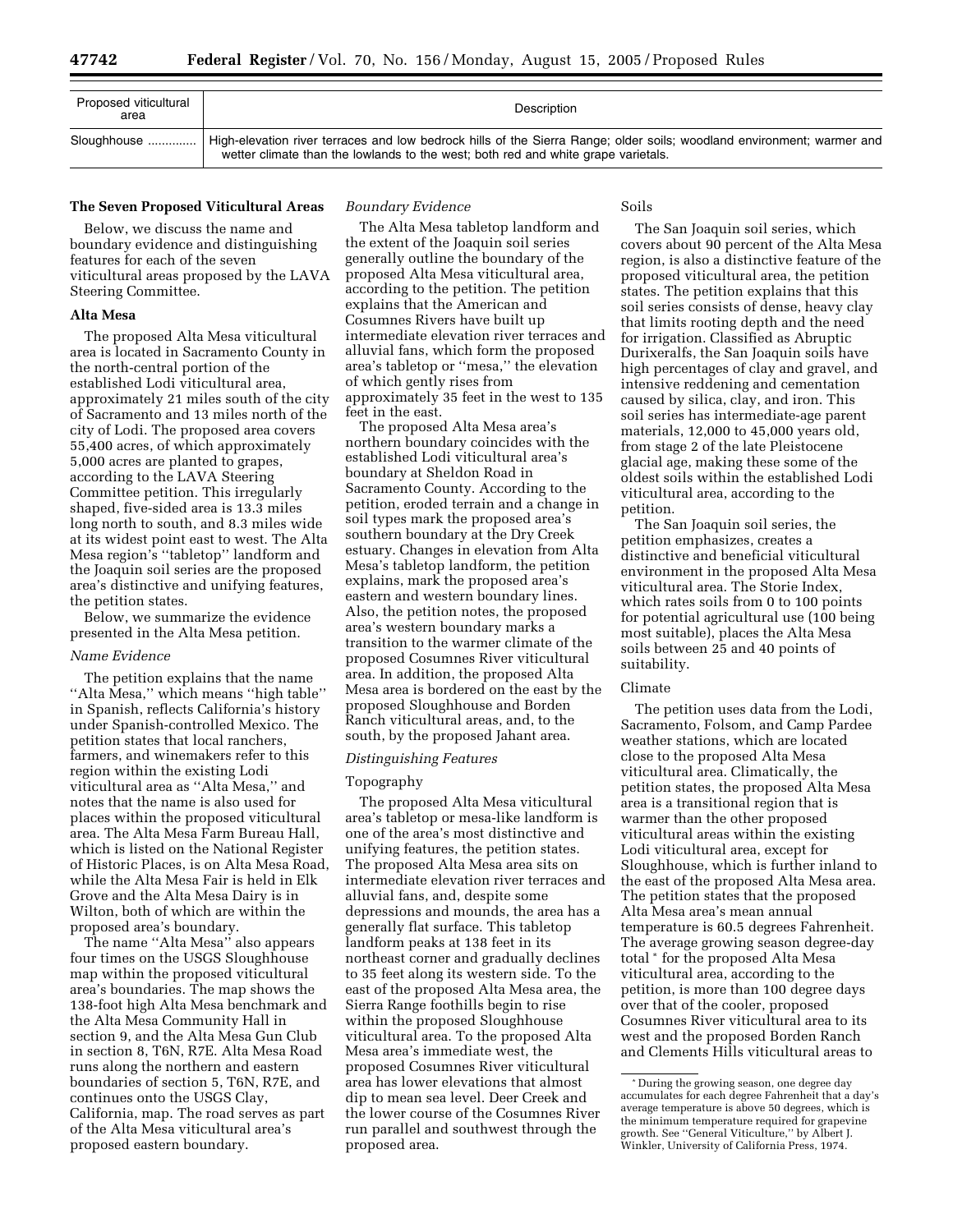| Proposed viticultural area | Description |
| --- | --- |
| Sloughhouse .............. | High-elevation river terraces and low bedrock hills of the Sierra Range; older soils; woodland environment; warmer and wetter climate than the lowlands to the west; both red and white grape varietals. |

## The Seven Proposed Viticultural Areas

Below, we discuss the name and boundary evidence and distinguishing features for each of the seven viticultural areas proposed by the LAVA Steering Committee.

### Alta Mesa

The proposed Alta Mesa viticultural area is located in Sacramento County in the north-central portion of the established Lodi viticultural area, approximately 21 miles south of the city of Sacramento and 13 miles north of the city of Lodi. The proposed area covers 55,400 acres, of which approximately 5,000 acres are planted to grapes, according to the LAVA Steering Committee petition. This irregularly shaped, five-sided area is 13.3 miles long north to south, and 8.3 miles wide at its widest point east to west. The Alta Mesa region's "tabletop" landform and the Joaquin soil series are the proposed area's distinctive and unifying features, the petition states.

Below, we summarize the evidence presented in the Alta Mesa petition.

*Name Evidence*

The petition explains that the name "Alta Mesa," which means "high table" in Spanish, reflects California's history under Spanish-controlled Mexico. The petition states that local ranchers, farmers, and winemakers refer to this region within the existing Lodi viticultural area as "Alta Mesa," and notes that the name is also used for places within the proposed viticultural area. The Alta Mesa Farm Bureau Hall, which is listed on the National Register of Historic Places, is on Alta Mesa Road, while the Alta Mesa Fair is held in Elk Grove and the Alta Mesa Dairy is in Wilton, both of which are within the proposed area's boundary.

The name "Alta Mesa" also appears four times on the USGS Sloughhouse map within the proposed viticultural area's boundaries. The map shows the 138-foot high Alta Mesa benchmark and the Alta Mesa Community Hall in section 9, and the Alta Mesa Gun Club in section 8, T6N, R7E. Alta Mesa Road runs along the northern and eastern boundaries of section 5, T6N, R7E, and continues onto the USGS Clay, California, map. The road serves as part of the Alta Mesa viticultural area's proposed eastern boundary.

*Boundary Evidence*

The Alta Mesa tabletop landform and the extent of the Joaquin soil series generally outline the boundary of the proposed Alta Mesa viticultural area, according to the petition. The petition explains that the American and Cosumnes Rivers have built up intermediate elevation river terraces and alluvial fans, which form the proposed area's tabletop or "mesa," the elevation of which gently rises from approximately 35 feet in the west to 135 feet in the east.

The proposed Alta Mesa area's northern boundary coincides with the established Lodi viticultural area's boundary at Sheldon Road in Sacramento County. According to the petition, eroded terrain and a change in soil types mark the proposed area's southern boundary at the Dry Creek estuary. Changes in elevation from Alta Mesa's tabletop landform, the petition explains, mark the proposed area's eastern and western boundary lines. Also, the petition notes, the proposed area's western boundary marks a transition to the warmer climate of the proposed Cosumnes River viticultural area. In addition, the proposed Alta Mesa area is bordered on the east by the proposed Sloughhouse and Borden Ranch viticultural areas, and, to the south, by the proposed Jahant area.

*Distinguishing Features*

Topography

The proposed Alta Mesa viticultural area's tabletop or mesa-like landform is one of the area's most distinctive and unifying features, the petition states. The proposed Alta Mesa area sits on intermediate elevation river terraces and alluvial fans, and, despite some depressions and mounds, the area has a generally flat surface. This tabletop landform peaks at 138 feet in its northeast corner and gradually declines to 35 feet along its western side. To the east of the proposed Alta Mesa area, the Sierra Range foothills begin to rise within the proposed Sloughhouse viticultural area. To the proposed Alta Mesa area's immediate west, the proposed Cosumnes River viticultural area has lower elevations that almost dip to mean sea level. Deer Creek and the lower course of the Cosumnes River run parallel and southwest through the proposed area.

Soils

The San Joaquin soil series, which covers about 90 percent of the Alta Mesa region, is also a distinctive feature of the proposed viticultural area, the petition states. The petition explains that this soil series consists of dense, heavy clay that limits rooting depth and the need for irrigation. Classified as Abruptic Durixeralfs, the San Joaquin soils have high percentages of clay and gravel, and intensive reddening and cementation caused by silica, clay, and iron. This soil series has intermediate-age parent materials, 12,000 to 45,000 years old, from stage 2 of the late Pleistocene glacial age, making these some of the oldest soils within the established Lodi viticultural area, according to the petition.

The San Joaquin soil series, the petition emphasizes, creates a distinctive and beneficial viticultural environment in the proposed Alta Mesa viticultural area. The Storie Index, which rates soils from 0 to 100 points for potential agricultural use (100 being most suitable), places the Alta Mesa soils between 25 and 40 points of suitability.

Climate

The petition uses data from the Lodi, Sacramento, Folsom, and Camp Pardee weather stations, which are located close to the proposed Alta Mesa viticultural area. Climatically, the petition states, the proposed Alta Mesa area is a transitional region that is warmer than the other proposed viticultural areas within the existing Lodi viticultural area, except for Sloughhouse, which is further inland to the east of the proposed Alta Mesa area. The petition states that the proposed Alta Mesa area's mean annual temperature is 60.5 degrees Fahrenheit. The average growing season degree-day total * for the proposed Alta Mesa viticultural area, according to the petition, is more than 100 degree days over that of the cooler, proposed Cosumnes River viticultural area to its west and the proposed Borden Ranch and Clements Hills viticultural areas to

\* During the growing season, one degree day accumulates for each degree Fahrenheit that a day's average temperature is above 50 degrees, which is the minimum temperature required for grapevine growth. See "General Viticulture," by Albert J. Winkler, University of California Press, 1974.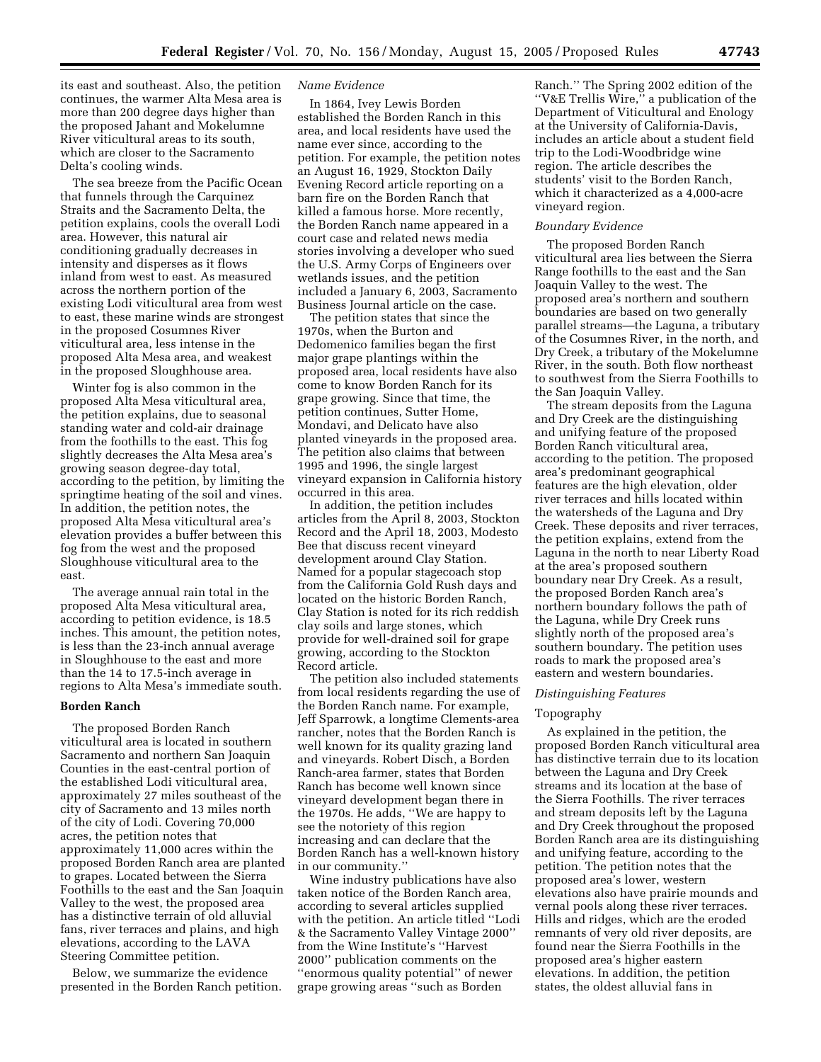its east and southeast. Also, the petition continues, the warmer Alta Mesa area is more than 200 degree days higher than the proposed Jahant and Mokelumne River viticultural areas to its south, which are closer to the Sacramento Delta's cooling winds.

The sea breeze from the Pacific Ocean that funnels through the Carquinez Straits and the Sacramento Delta, the petition explains, cools the overall Lodi area. However, this natural air conditioning gradually decreases in intensity and disperses as it flows inland from west to east. As measured across the northern portion of the existing Lodi viticultural area from west to east, these marine winds are strongest in the proposed Cosumnes River viticultural area, less intense in the proposed Alta Mesa area, and weakest in the proposed Sloughhouse area.

Winter fog is also common in the proposed Alta Mesa viticultural area, the petition explains, due to seasonal standing water and cold-air drainage from the foothills to the east. This fog slightly decreases the Alta Mesa area's growing season degree-day total, according to the petition, by limiting the springtime heating of the soil and vines. In addition, the petition notes, the proposed Alta Mesa viticultural area's elevation provides a buffer between this fog from the west and the proposed Sloughhouse viticultural area to the east.

The average annual rain total in the proposed Alta Mesa viticultural area, according to petition evidence, is 18.5 inches. This amount, the petition notes, is less than the 23-inch annual average in Sloughhouse to the east and more than the 14 to 17.5-inch average in regions to Alta Mesa's immediate south.

**Borden Ranch**

The proposed Borden Ranch viticultural area is located in southern Sacramento and northern San Joaquin Counties in the east-central portion of the established Lodi viticultural area, approximately 27 miles southeast of the city of Sacramento and 13 miles north of the city of Lodi. Covering 70,000 acres, the petition notes that approximately 11,000 acres within the proposed Borden Ranch area are planted to grapes. Located between the Sierra Foothills to the east and the San Joaquin Valley to the west, the proposed area has a distinctive terrain of old alluvial fans, river terraces and plains, and high elevations, according to the LAVA Steering Committee petition.

Below, we summarize the evidence presented in the Borden Ranch petition.

*Name Evidence*

In 1864, Ivey Lewis Borden established the Borden Ranch in this area, and local residents have used the name ever since, according to the petition. For example, the petition notes an August 16, 1929, Stockton Daily Evening Record article reporting on a barn fire on the Borden Ranch that killed a famous horse. More recently, the Borden Ranch name appeared in a court case and related news media stories involving a developer who sued the U.S. Army Corps of Engineers over wetlands issues, and the petition included a January 6, 2003, Sacramento Business Journal article on the case.

The petition states that since the 1970s, when the Burton and Dedomenico families began the first major grape plantings within the proposed area, local residents have also come to know Borden Ranch for its grape growing. Since that time, the petition continues, Sutter Home, Mondavi, and Delicato have also planted vineyards in the proposed area. The petition also claims that between 1995 and 1996, the single largest vineyard expansion in California history occurred in this area.

In addition, the petition includes articles from the April 8, 2003, Stockton Record and the April 18, 2003, Modesto Bee that discuss recent vineyard development around Clay Station. Named for a popular stagecoach stop from the California Gold Rush days and located on the historic Borden Ranch, Clay Station is noted for its rich reddish clay soils and large stones, which provide for well-drained soil for grape growing, according to the Stockton Record article.

The petition also included statements from local residents regarding the use of the Borden Ranch name. For example, Jeff Sparrowk, a longtime Clements-area rancher, notes that the Borden Ranch is well known for its quality grazing land and vineyards. Robert Disch, a Borden Ranch-area farmer, states that Borden Ranch has become well known since vineyard development began there in the 1970s. He adds, ''We are happy to see the notoriety of this region increasing and can declare that the Borden Ranch has a well-known history in our community.''

Wine industry publications have also taken notice of the Borden Ranch area, according to several articles supplied with the petition. An article titled ''Lodi & the Sacramento Valley Vintage 2000'' from the Wine Institute's ''Harvest 2000'' publication comments on the ''enormous quality potential'' of newer grape growing areas ''such as Borden Ranch.'' The Spring 2002 edition of the ''V&E Trellis Wire,'' a publication of the Department of Viticultural and Enology at the University of California-Davis, includes an article about a student field trip to the Lodi-Woodbridge wine region. The article describes the students' visit to the Borden Ranch, which it characterized as a 4,000-acre vineyard region.

*Boundary Evidence*

The proposed Borden Ranch viticultural area lies between the Sierra Range foothills to the east and the San Joaquin Valley to the west. The proposed area's northern and southern boundaries are based on two generally parallel streams—the Laguna, a tributary of the Cosumnes River, in the north, and Dry Creek, a tributary of the Mokelumne River, in the south. Both flow northeast to southwest from the Sierra Foothills to the San Joaquin Valley.

The stream deposits from the Laguna and Dry Creek are the distinguishing and unifying feature of the proposed Borden Ranch viticultural area, according to the petition. The proposed area's predominant geographical features are the high elevation, older river terraces and hills located within the watersheds of the Laguna and Dry Creek. These deposits and river terraces, the petition explains, extend from the Laguna in the north to near Liberty Road at the area's proposed southern boundary near Dry Creek. As a result, the proposed Borden Ranch area's northern boundary follows the path of the Laguna, while Dry Creek runs slightly north of the proposed area's southern boundary. The petition uses roads to mark the proposed area's eastern and western boundaries.

*Distinguishing Features*

Topography

As explained in the petition, the proposed Borden Ranch viticultural area has distinctive terrain due to its location between the Laguna and Dry Creek streams and its location at the base of the Sierra Foothills. The river terraces and stream deposits left by the Laguna and Dry Creek throughout the proposed Borden Ranch area are its distinguishing and unifying feature, according to the petition. The petition notes that the proposed area's lower, western elevations also have prairie mounds and vernal pools along these river terraces. Hills and ridges, which are the eroded remnants of very old river deposits, are found near the Sierra Foothills in the proposed area's higher eastern elevations. In addition, the petition states, the oldest alluvial fans in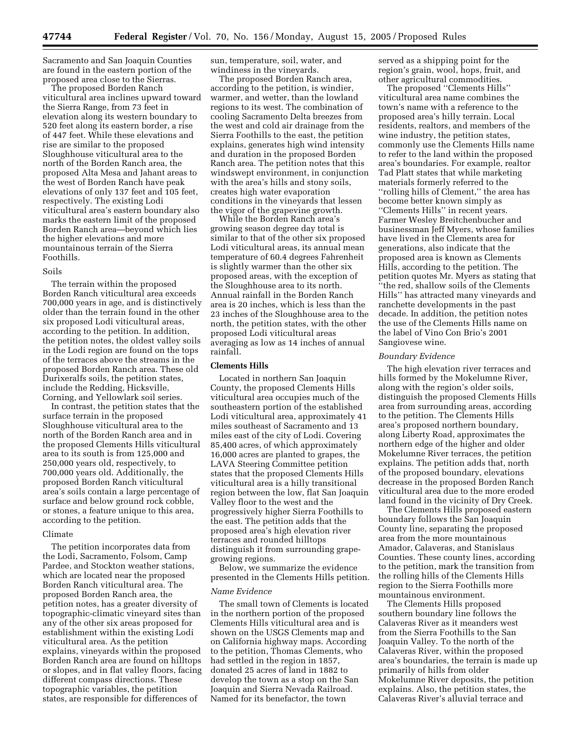Sacramento and San Joaquin Counties are found in the eastern portion of the proposed area close to the Sierras.

The proposed Borden Ranch viticultural area inclines upward toward the Sierra Range, from 73 feet in elevation along its western boundary to 520 feet along its eastern border, a rise of 447 feet. While these elevations and rise are similar to the proposed Sloughhouse viticultural area to the north of the Borden Ranch area, the proposed Alta Mesa and Jahant areas to the west of Borden Ranch have peak elevations of only 137 feet and 105 feet, respectively. The existing Lodi viticultural area's eastern boundary also marks the eastern limit of the proposed Borden Ranch area—beyond which lies the higher elevations and more mountainous terrain of the Sierra Foothills.

Soils

The terrain within the proposed Borden Ranch viticultural area exceeds 700,000 years in age, and is distinctively older than the terrain found in the other six proposed Lodi viticultural areas, according to the petition. In addition, the petition notes, the oldest valley soils in the Lodi region are found on the tops of the terraces above the streams in the proposed Borden Ranch area. These old Durixeralfs soils, the petition states, include the Redding, Hicksville, Corning, and Yellowlark soil series.

In contrast, the petition states that the surface terrain in the proposed Sloughhouse viticultural area to the north of the Borden Ranch area and in the proposed Clements Hills viticultural area to its south are from 125,000 and 250,000 years old, respectively, to 700,000 years old. Additionally, the proposed Borden Ranch viticultural area's soils contain a large percentage of surface and below ground rock cobble, or stones, a feature unique to this area, according to the petition.

Climate

The petition incorporates data from the Lodi, Sacramento, Folsom, Camp Pardee, and Stockton weather stations, which are located near the proposed Borden Ranch viticultural area. The proposed Borden Ranch area, the petition notes, has a greater diversity of topographic-climatic vineyard sites than any of the other six areas proposed for establishment within the existing Lodi viticultural area. As the petition explains, vineyards within the proposed Borden Ranch area are found on hilltops or slopes, and in flat valley floors, facing different compass directions. These topographic variables, the petition states, are responsible for differences of sun, temperature, soil, water, and windiness in the vineyards.

The proposed Borden Ranch area, according to the petition, is windier, warmer, and wetter, than the lowland regions to its west. The combination of cooling Sacramento Delta breezes from the west and cold air drainage from the Sierra Foothills to the east, the petition explains, generates high wind intensity and duration in the proposed Borden Ranch area. The petition notes that this windswept environment, in conjunction with the area's hills and stony soils, creates high water evaporation conditions in the vineyards that lessen the vigor of the grapevine growth.

While the Borden Ranch area's growing season degree day total is similar to that of the other six proposed Lodi viticultural areas, its annual mean temperature of 60.4 degrees Fahrenheit is slightly warmer than the other six proposed areas, with the exception of the Sloughhouse area to its north. Annual rainfall in the Borden Ranch area is 20 inches, which is less than the 23 inches of the Sloughhouse area to the north, the petition states, with the other proposed Lodi viticultural areas averaging as low as 14 inches of annual rainfall.

**Clements Hills**

Located in northern San Joaquin County, the proposed Clements Hills viticultural area occupies much of the southeastern portion of the established Lodi viticultural area, approximately 41 miles southeast of Sacramento and 13 miles east of the city of Lodi. Covering 85,400 acres, of which approximately 16,000 acres are planted to grapes, the LAVA Steering Committee petition states that the proposed Clements Hills viticultural area is a hilly transitional region between the low, flat San Joaquin Valley floor to the west and the progressively higher Sierra Foothills to the east. The petition adds that the proposed area's high elevation river terraces and rounded hilltops distinguish it from surrounding grape-growing regions.

Below, we summarize the evidence presented in the Clements Hills petition.

*Name Evidence*

The small town of Clements is located in the northern portion of the proposed Clements Hills viticultural area and is shown on the USGS Clements map and on California highway maps. According to the petition, Thomas Clements, who had settled in the region in 1857, donated 25 acres of land in 1882 to develop the town as a stop on the San Joaquin and Sierra Nevada Railroad. Named for its benefactor, the town served as a shipping point for the region's grain, wool, hops, fruit, and other agricultural commodities.

The proposed "Clements Hills" viticultural area name combines the town's name with a reference to the proposed area's hilly terrain. Local residents, realtors, and members of the wine industry, the petition states, commonly use the Clements Hills name to refer to the land within the proposed area's boundaries. For example, realtor Tad Platt states that while marketing materials formerly referred to the "rolling hills of Clement," the area has become better known simply as "Clements Hills" in recent years. Farmer Wesley Breitchenbucher and businessman Jeff Myers, whose families have lived in the Clements area for generations, also indicate that the proposed area is known as Clements Hills, according to the petition. The petition quotes Mr. Myers as stating that "the red, shallow soils of the Clements Hills" has attracted many vineyards and ranchette developments in the past decade. In addition, the petition notes the use of the Clements Hills name on the label of Vino Con Brio's 2001 Sangiovese wine.

*Boundary Evidence*

The high elevation river terraces and hills formed by the Mokelumne River, along with the region's older soils, distinguish the proposed Clements Hills area from surrounding areas, according to the petition. The Clements Hills area's proposed northern boundary, along Liberty Road, approximates the northern edge of the higher and older Mokelumne River terraces, the petition explains. The petition adds that, north of the proposed boundary, elevations decrease in the proposed Borden Ranch viticultural area due to the more eroded land found in the vicinity of Dry Creek.

The Clements Hills proposed eastern boundary follows the San Joaquin County line, separating the proposed area from the more mountainous Amador, Calaveras, and Stanislaus Counties. These county lines, according to the petition, mark the transition from the rolling hills of the Clements Hills region to the Sierra Foothills more mountainous environment.

The Clements Hills proposed southern boundary line follows the Calaveras River as it meanders west from the Sierra Foothills to the San Joaquin Valley. To the north of the Calaveras River, within the proposed area's boundaries, the terrain is made up primarily of hills from older Mokelumne River deposits, the petition explains. Also, the petition states, the Calaveras River's alluvial terrace and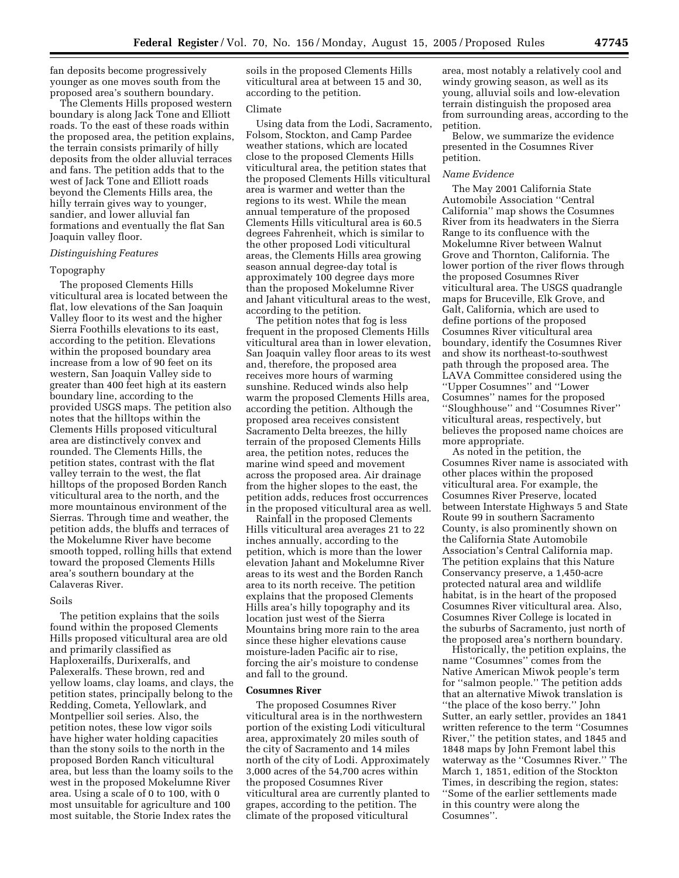fan deposits become progressively younger as one moves south from the proposed area's southern boundary.

The Clements Hills proposed western boundary is along Jack Tone and Elliott roads. To the east of these roads within the proposed area, the petition explains, the terrain consists primarily of hilly deposits from the older alluvial terraces and fans. The petition adds that to the west of Jack Tone and Elliott roads beyond the Clements Hills area, the hilly terrain gives way to younger, sandier, and lower alluvial fan formations and eventually the flat San Joaquin valley floor.

*Distinguishing Features*

Topography

The proposed Clements Hills viticultural area is located between the flat, low elevations of the San Joaquin Valley floor to its west and the higher Sierra Foothills elevations to its east, according to the petition. Elevations within the proposed boundary area increase from a low of 90 feet on its western, San Joaquin Valley side to greater than 400 feet high at its eastern boundary line, according to the provided USGS maps. The petition also notes that the hilltops within the Clements Hills proposed viticultural area are distinctively convex and rounded. The Clements Hills, the petition states, contrast with the flat valley terrain to the west, the flat hilltops of the proposed Borden Ranch viticultural area to the north, and the more mountainous environment of the Sierras. Through time and weather, the petition adds, the bluffs and terraces of the Mokelumne River have become smooth topped, rolling hills that extend toward the proposed Clements Hills area's southern boundary at the Calaveras River.

Soils

The petition explains that the soils found within the proposed Clements Hills proposed viticultural area are old and primarily classified as Haploxerailfs, Durixeralfs, and Palexeralfs. These brown, red and yellow loams, clay loams, and clays, the petition states, principally belong to the Redding, Cometa, Yellowlark, and Montpellier soil series. Also, the petition notes, these low vigor soils have higher water holding capacities than the stony soils to the north in the proposed Borden Ranch viticultural area, but less than the loamy soils to the west in the proposed Mokelumne River area. Using a scale of 0 to 100, with 0 most unsuitable for agriculture and 100 most suitable, the Storie Index rates the soils in the proposed Clements Hills viticultural area at between 15 and 30, according to the petition.

Climate

Using data from the Lodi, Sacramento, Folsom, Stockton, and Camp Pardee weather stations, which are located close to the proposed Clements Hills viticultural area, the petition states that the proposed Clements Hills viticultural area is warmer and wetter than the regions to its west. While the mean annual temperature of the proposed Clements Hills viticultural area is 60.5 degrees Fahrenheit, which is similar to the other proposed Lodi viticultural areas, the Clements Hills area growing season annual degree-day total is approximately 100 degree days more than the proposed Mokelumne River and Jahant viticultural areas to the west, according to the petition.

The petition notes that fog is less frequent in the proposed Clements Hills viticultural area than in lower elevation, San Joaquin valley floor areas to its west and, therefore, the proposed area receives more hours of warming sunshine. Reduced winds also help warm the proposed Clements Hills area, according the petition. Although the proposed area receives consistent Sacramento Delta breezes, the hilly terrain of the proposed Clements Hills area, the petition notes, reduces the marine wind speed and movement across the proposed area. Air drainage from the higher slopes to the east, the petition adds, reduces frost occurrences in the proposed viticultural area as well.

Rainfall in the proposed Clements Hills viticultural area averages 21 to 22 inches annually, according to the petition, which is more than the lower elevation Jahant and Mokelumne River areas to its west and the Borden Ranch area to its north receive. The petition explains that the proposed Clements Hills area's hilly topography and its location just west of the Sierra Mountains bring more rain to the area since these higher elevations cause moisture-laden Pacific air to rise, forcing the air's moisture to condense and fall to the ground.

**Cosumnes River**

The proposed Cosumnes River viticultural area is in the northwestern portion of the existing Lodi viticultural area, approximately 20 miles south of the city of Sacramento and 14 miles north of the city of Lodi. Approximately 3,000 acres of the 54,700 acres within the proposed Cosumnes River viticultural area are currently planted to grapes, according to the petition. The climate of the proposed viticultural area, most notably a relatively cool and windy growing season, as well as its young, alluvial soils and low-elevation terrain distinguish the proposed area from surrounding areas, according to the petition.

Below, we summarize the evidence presented in the Cosumnes River petition.

*Name Evidence*

The May 2001 California State Automobile Association ''Central California'' map shows the Cosumnes River from its headwaters in the Sierra Range to its confluence with the Mokelumne River between Walnut Grove and Thornton, California. The lower portion of the river flows through the proposed Cosumnes River viticultural area. The USGS quadrangle maps for Bruceville, Elk Grove, and Galt, California, which are used to define portions of the proposed Cosumnes River viticultural area boundary, identify the Cosumnes River and show its northeast-to-southwest path through the proposed area. The LAVA Committee considered using the ''Upper Cosumnes'' and ''Lower Cosumnes'' names for the proposed ''Sloughhouse'' and ''Cosumnes River'' viticultural areas, respectively, but believes the proposed name choices are more appropriate.

As noted in the petition, the Cosumnes River name is associated with other places within the proposed viticultural area. For example, the Cosumnes River Preserve, located between Interstate Highways 5 and State Route 99 in southern Sacramento County, is also prominently shown on the California State Automobile Association's Central California map. The petition explains that this Nature Conservancy preserve, a 1,450-acre protected natural area and wildlife habitat, is in the heart of the proposed Cosumnes River viticultural area. Also, Cosumnes River College is located in the suburbs of Sacramento, just north of the proposed area's northern boundary.

Historically, the petition explains, the name ''Cosumnes'' comes from the Native American Miwok people's term for ''salmon people.'' The petition adds that an alternative Miwok translation is ''the place of the koso berry.'' John Sutter, an early settler, provides an 1841 written reference to the term ''Cosumnes River,'' the petition states, and 1845 and 1848 maps by John Fremont label this waterway as the ''Cosumnes River.'' The March 1, 1851, edition of the Stockton Times, in describing the region, states: ''Some of the earlier settlements made in this country were along the Cosumnes''.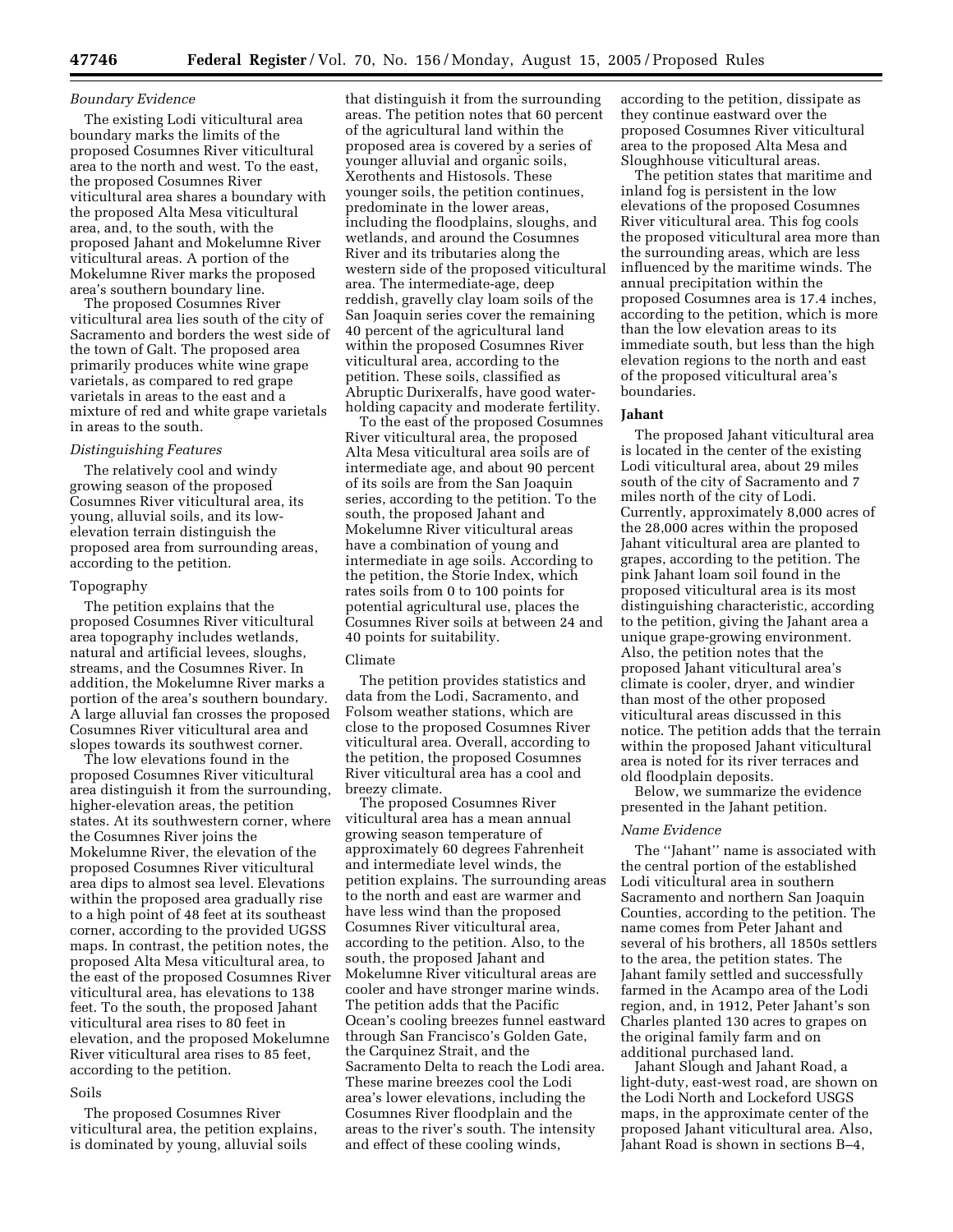*Boundary Evidence*

The existing Lodi viticultural area boundary marks the limits of the proposed Cosumnes River viticultural area to the north and west. To the east, the proposed Cosumnes River viticultural area shares a boundary with the proposed Alta Mesa viticultural area, and, to the south, with the proposed Jahant and Mokelumne River viticultural areas. A portion of the Mokelumne River marks the proposed area's southern boundary line.

The proposed Cosumnes River viticultural area lies south of the city of Sacramento and borders the west side of the town of Galt. The proposed area primarily produces white wine grape varietals, as compared to red grape varietals in areas to the east and a mixture of red and white grape varietals in areas to the south.

*Distinguishing Features*

The relatively cool and windy growing season of the proposed Cosumnes River viticultural area, its young, alluvial soils, and its low-elevation terrain distinguish the proposed area from surrounding areas, according to the petition.

Topography

The petition explains that the proposed Cosumnes River viticultural area topography includes wetlands, natural and artificial levees, sloughs, streams, and the Cosumnes River. In addition, the Mokelumne River marks a portion of the area's southern boundary. A large alluvial fan crosses the proposed Cosumnes River viticultural area and slopes towards its southwest corner.

The low elevations found in the proposed Cosumnes River viticultural area distinguish it from the surrounding, higher-elevation areas, the petition states. At its southwestern corner, where the Cosumnes River joins the Mokelumne River, the elevation of the proposed Cosumnes River viticultural area dips to almost sea level. Elevations within the proposed area gradually rise to a high point of 48 feet at its southeast corner, according to the provided UGSS maps. In contrast, the petition notes, the proposed Alta Mesa viticultural area, to the east of the proposed Cosumnes River viticultural area, has elevations to 138 feet. To the south, the proposed Jahant viticultural area rises to 80 feet in elevation, and the proposed Mokelumne River viticultural area rises to 85 feet, according to the petition.

Soils

The proposed Cosumnes River viticultural area, the petition explains, is dominated by young, alluvial soils that distinguish it from the surrounding areas. The petition notes that 60 percent of the agricultural land within the proposed area is covered by a series of younger alluvial and organic soils, Xerothents and Histosols. These younger soils, the petition continues, predominate in the lower areas, including the floodplains, sloughs, and wetlands, and around the Cosumnes River and its tributaries along the western side of the proposed viticultural area. The intermediate-age, deep reddish, gravelly clay loam soils of the San Joaquin series cover the remaining 40 percent of the agricultural land within the proposed Cosumnes River viticultural area, according to the petition. These soils, classified as Abruptic Durixeralfs, have good water-holding capacity and moderate fertility.

To the east of the proposed Cosumnes River viticultural area, the proposed Alta Mesa viticultural area soils are of intermediate age, and about 90 percent of its soils are from the San Joaquin series, according to the petition. To the south, the proposed Jahant and Mokelumne River viticultural areas have a combination of young and intermediate in age soils. According to the petition, the Storie Index, which rates soils from 0 to 100 points for potential agricultural use, places the Cosumnes River soils at between 24 and 40 points for suitability.

Climate

The petition provides statistics and data from the Lodi, Sacramento, and Folsom weather stations, which are close to the proposed Cosumnes River viticultural area. Overall, according to the petition, the proposed Cosumnes River viticultural area has a cool and breezy climate.

The proposed Cosumnes River viticultural area has a mean annual growing season temperature of approximately 60 degrees Fahrenheit and intermediate level winds, the petition explains. The surrounding areas to the north and east are warmer and have less wind than the proposed Cosumnes River viticultural area, according to the petition. Also, to the south, the proposed Jahant and Mokelumne River viticultural areas are cooler and have stronger marine winds. The petition adds that the Pacific Ocean's cooling breezes funnel eastward through San Francisco's Golden Gate, the Carquinez Strait, and the Sacramento Delta to reach the Lodi area. These marine breezes cool the Lodi area's lower elevations, including the Cosumnes River floodplain and the areas to the river's south. The intensity and effect of these cooling winds, according to the petition, dissipate as they continue eastward over the proposed Cosumnes River viticultural area to the proposed Alta Mesa and Sloughhouse viticultural areas.

The petition states that maritime and inland fog is persistent in the low elevations of the proposed Cosumnes River viticultural area. This fog cools the proposed viticultural area more than the surrounding areas, which are less influenced by the maritime winds. The annual precipitation within the proposed Cosumnes area is 17.4 inches, according to the petition, which is more than the low elevation areas to its immediate south, but less than the high elevation regions to the north and east of the proposed viticultural area's boundaries.

**Jahant**

The proposed Jahant viticultural area is located in the center of the existing Lodi viticultural area, about 29 miles south of the city of Sacramento and 7 miles north of the city of Lodi. Currently, approximately 8,000 acres of the 28,000 acres within the proposed Jahant viticultural area are planted to grapes, according to the petition. The pink Jahant loam soil found in the proposed viticultural area is its most distinguishing characteristic, according to the petition, giving the Jahant area a unique grape-growing environment. Also, the petition notes that the proposed Jahant viticultural area's climate is cooler, dryer, and windier than most of the other proposed viticultural areas discussed in this notice. The petition adds that the terrain within the proposed Jahant viticultural area is noted for its river terraces and old floodplain deposits.

Below, we summarize the evidence presented in the Jahant petition.

*Name Evidence*

The ''Jahant'' name is associated with the central portion of the established Lodi viticultural area in southern Sacramento and northern San Joaquin Counties, according to the petition. The name comes from Peter Jahant and several of his brothers, all 1850s settlers to the area, the petition states. The Jahant family settled and successfully farmed in the Acampo area of the Lodi region, and, in 1912, Peter Jahant's son Charles planted 130 acres to grapes on the original family farm and on additional purchased land.

Jahant Slough and Jahant Road, a light-duty, east-west road, are shown on the Lodi North and Lockeford USGS maps, in the approximate center of the proposed Jahant viticultural area. Also, Jahant Road is shown in sections B–4,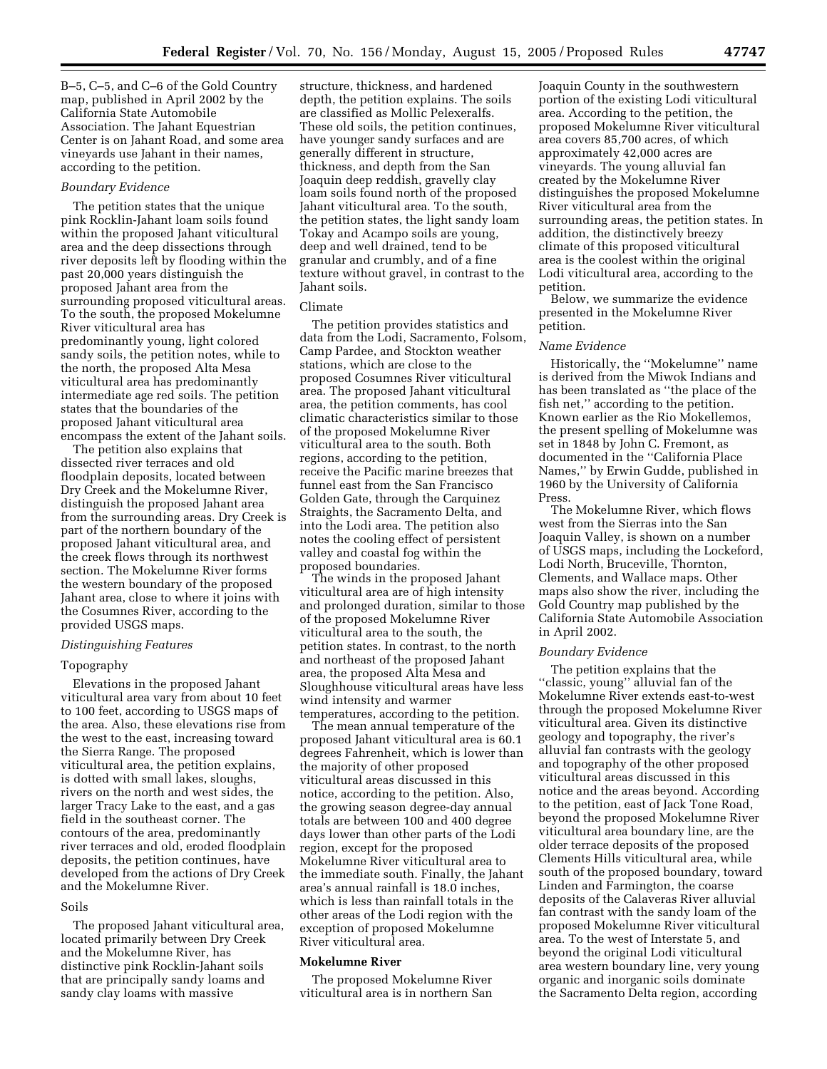B–5, C–5, and C–6 of the Gold Country map, published in April 2002 by the California State Automobile Association. The Jahant Equestrian Center is on Jahant Road, and some area vineyards use Jahant in their names, according to the petition.

*Boundary Evidence*

The petition states that the unique pink Rocklin-Jahant loam soils found within the proposed Jahant viticultural area and the deep dissections through river deposits left by flooding within the past 20,000 years distinguish the proposed Jahant area from the surrounding proposed viticultural areas. To the south, the proposed Mokelumne River viticultural area has predominantly young, light colored sandy soils, the petition notes, while to the north, the proposed Alta Mesa viticultural area has predominantly intermediate age red soils. The petition states that the boundaries of the proposed Jahant viticultural area encompass the extent of the Jahant soils.

The petition also explains that dissected river terraces and old floodplain deposits, located between Dry Creek and the Mokelumne River, distinguish the proposed Jahant area from the surrounding areas. Dry Creek is part of the northern boundary of the proposed Jahant viticultural area, and the creek flows through its northwest section. The Mokelumne River forms the western boundary of the proposed Jahant area, close to where it joins with the Cosumnes River, according to the provided USGS maps.

*Distinguishing Features*

Topography

Elevations in the proposed Jahant viticultural area vary from about 10 feet to 100 feet, according to USGS maps of the area. Also, these elevations rise from the west to the east, increasing toward the Sierra Range. The proposed viticultural area, the petition explains, is dotted with small lakes, sloughs, rivers on the north and west sides, the larger Tracy Lake to the east, and a gas field in the southeast corner. The contours of the area, predominantly river terraces and old, eroded floodplain deposits, the petition continues, have developed from the actions of Dry Creek and the Mokelumne River.

Soils

The proposed Jahant viticultural area, located primarily between Dry Creek and the Mokelumne River, has distinctive pink Rocklin-Jahant soils that are principally sandy loams and sandy clay loams with massive structure, thickness, and hardened depth, the petition explains. The soils are classified as Mollic Pelexeralfs. These old soils, the petition continues, have younger sandy surfaces and are generally different in structure, thickness, and depth from the San Joaquin deep reddish, gravelly clay loam soils found north of the proposed Jahant viticultural area. To the south, the petition states, the light sandy loam Tokay and Acampo soils are young, deep and well drained, tend to be granular and crumbly, and of a fine texture without gravel, in contrast to the Jahant soils.

Climate

The petition provides statistics and data from the Lodi, Sacramento, Folsom, Camp Pardee, and Stockton weather stations, which are close to the proposed Cosumnes River viticultural area. The proposed Jahant viticultural area, the petition comments, has cool climatic characteristics similar to those of the proposed Mokelumne River viticultural area to the south. Both regions, according to the petition, receive the Pacific marine breezes that funnel east from the San Francisco Golden Gate, through the Carquinez Straights, the Sacramento Delta, and into the Lodi area. The petition also notes the cooling effect of persistent valley and coastal fog within the proposed boundaries.

The winds in the proposed Jahant viticultural area are of high intensity and prolonged duration, similar to those of the proposed Mokelumne River viticultural area to the south, the petition states. In contrast, to the north and northeast of the proposed Jahant area, the proposed Alta Mesa and Sloughhouse viticultural areas have less wind intensity and warmer temperatures, according to the petition.

The mean annual temperature of the proposed Jahant viticultural area is 60.1 degrees Fahrenheit, which is lower than the majority of other proposed viticultural areas discussed in this notice, according to the petition. Also, the growing season degree-day annual totals are between 100 and 400 degree days lower than other parts of the Lodi region, except for the proposed Mokelumne River viticultural area to the immediate south. Finally, the Jahant area's annual rainfall is 18.0 inches, which is less than rainfall totals in the other areas of the Lodi region with the exception of proposed Mokelumne River viticultural area.

**Mokelumne River**

The proposed Mokelumne River viticultural area is in northern San Joaquin County in the southwestern portion of the existing Lodi viticultural area. According to the petition, the proposed Mokelumne River viticultural area covers 85,700 acres, of which approximately 42,000 acres are vineyards. The young alluvial fan created by the Mokelumne River distinguishes the proposed Mokelumne River viticultural area from the surrounding areas, the petition states. In addition, the distinctively breezy climate of this proposed viticultural area is the coolest within the original Lodi viticultural area, according to the petition.

Below, we summarize the evidence presented in the Mokelumne River petition.

*Name Evidence*

Historically, the "Mokelumne" name is derived from the Miwok Indians and has been translated as "the place of the fish net," according to the petition. Known earlier as the Rio Mokellemos, the present spelling of Mokelumne was set in 1848 by John C. Fremont, as documented in the "California Place Names," by Erwin Gudde, published in 1960 by the University of California Press.

The Mokelumne River, which flows west from the Sierras into the San Joaquin Valley, is shown on a number of USGS maps, including the Lockeford, Lodi North, Bruceville, Thornton, Clements, and Wallace maps. Other maps also show the river, including the Gold Country map published by the California State Automobile Association in April 2002.

*Boundary Evidence*

The petition explains that the "classic, young" alluvial fan of the Mokelumne River extends east-to-west through the proposed Mokelumne River viticultural area. Given its distinctive geology and topography, the river's alluvial fan contrasts with the geology and topography of the other proposed viticultural areas discussed in this notice and the areas beyond. According to the petition, east of Jack Tone Road, beyond the proposed Mokelumne River viticultural area boundary line, are the older terrace deposits of the proposed Clements Hills viticultural area, while south of the proposed boundary, toward Linden and Farmington, the coarse deposits of the Calaveras River alluvial fan contrast with the sandy loam of the proposed Mokelumne River viticultural area. To the west of Interstate 5, and beyond the original Lodi viticultural area western boundary line, very young organic and inorganic soils dominate the Sacramento Delta region, according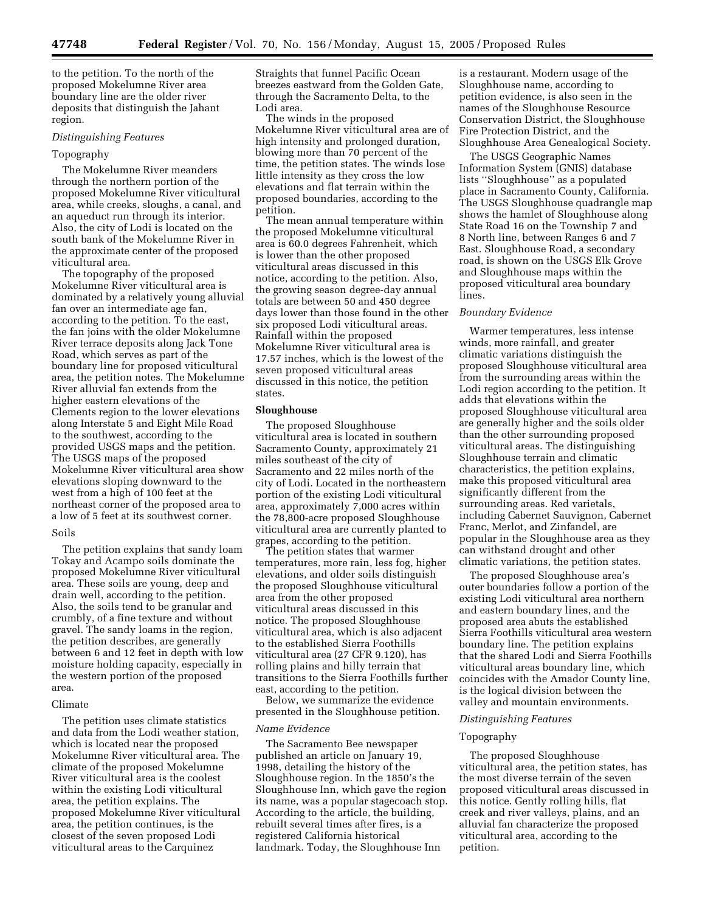to the petition. To the north of the proposed Mokelumne River area boundary line are the older river deposits that distinguish the Jahant region.

*Distinguishing Features*

Topography

The Mokelumne River meanders through the northern portion of the proposed Mokelumne River viticultural area, while creeks, sloughs, a canal, and an aqueduct run through its interior. Also, the city of Lodi is located on the south bank of the Mokelumne River in the approximate center of the proposed viticultural area.

The topography of the proposed Mokelumne River viticultural area is dominated by a relatively young alluvial fan over an intermediate age fan, according to the petition. To the east, the fan joins with the older Mokelumne River terrace deposits along Jack Tone Road, which serves as part of the boundary line for proposed viticultural area, the petition notes. The Mokelumne River alluvial fan extends from the higher eastern elevations of the Clements region to the lower elevations along Interstate 5 and Eight Mile Road to the southwest, according to the provided USGS maps and the petition. The USGS maps of the proposed Mokelumne River viticultural area show elevations sloping downward to the west from a high of 100 feet at the northeast corner of the proposed area to a low of 5 feet at its southwest corner.

Soils

The petition explains that sandy loam Tokay and Acampo soils dominate the proposed Mokelumne River viticultural area. These soils are young, deep and drain well, according to the petition. Also, the soils tend to be granular and crumbly, of a fine texture and without gravel. The sandy loams in the region, the petition describes, are generally between 6 and 12 feet in depth with low moisture holding capacity, especially in the western portion of the proposed area.

Climate

The petition uses climate statistics and data from the Lodi weather station, which is located near the proposed Mokelumne River viticultural area. The climate of the proposed Mokelumne River viticultural area is the coolest within the existing Lodi viticultural area, the petition explains. The proposed Mokelumne River viticultural area, the petition continues, is the closest of the seven proposed Lodi viticultural areas to the Carquinez Straights that funnel Pacific Ocean breezes eastward from the Golden Gate, through the Sacramento Delta, to the Lodi area.

The winds in the proposed Mokelumne River viticultural area are of high intensity and prolonged duration, blowing more than 70 percent of the time, the petition states. The winds lose little intensity as they cross the low elevations and flat terrain within the proposed boundaries, according to the petition.

The mean annual temperature within the proposed Mokelumne viticultural area is 60.0 degrees Fahrenheit, which is lower than the other proposed viticultural areas discussed in this notice, according to the petition. Also, the growing season degree-day annual totals are between 50 and 450 degree days lower than those found in the other six proposed Lodi viticultural areas. Rainfall within the proposed Mokelumne River viticultural area is 17.57 inches, which is the lowest of the seven proposed viticultural areas discussed in this notice, the petition states.

**Sloughhouse**

The proposed Sloughhouse viticultural area is located in southern Sacramento County, approximately 21 miles southeast of the city of Sacramento and 22 miles north of the city of Lodi. Located in the northeastern portion of the existing Lodi viticultural area, approximately 7,000 acres within the 78,800-acre proposed Sloughhouse viticultural area are currently planted to grapes, according to the petition.

The petition states that warmer temperatures, more rain, less fog, higher elevations, and older soils distinguish the proposed Sloughhouse viticultural area from the other proposed viticultural areas discussed in this notice. The proposed Sloughhouse viticultural area, which is also adjacent to the established Sierra Foothills viticultural area (27 CFR 9.120), has rolling plains and hilly terrain that transitions to the Sierra Foothills further east, according to the petition.

Below, we summarize the evidence presented in the Sloughhouse petition.

*Name Evidence*

The Sacramento Bee newspaper published an article on January 19, 1998, detailing the history of the Sloughhouse region. In the 1850's the Sloughhouse Inn, which gave the region its name, was a popular stagecoach stop. According to the article, the building, rebuilt several times after fires, is a registered California historical landmark. Today, the Sloughhouse Inn is a restaurant. Modern usage of the Sloughhouse name, according to petition evidence, is also seen in the names of the Sloughhouse Resource Conservation District, the Sloughhouse Fire Protection District, and the Sloughhouse Area Genealogical Society.

The USGS Geographic Names Information System (GNIS) database lists ''Sloughhouse'' as a populated place in Sacramento County, California. The USGS Sloughhouse quadrangle map shows the hamlet of Sloughhouse along State Road 16 on the Township 7 and 8 North line, between Ranges 6 and 7 East. Sloughhouse Road, a secondary road, is shown on the USGS Elk Grove and Sloughhouse maps within the proposed viticultural area boundary lines.

*Boundary Evidence*

Warmer temperatures, less intense winds, more rainfall, and greater climatic variations distinguish the proposed Sloughhouse viticultural area from the surrounding areas within the Lodi region according to the petition. It adds that elevations within the proposed Sloughhouse viticultural area are generally higher and the soils older than the other surrounding proposed viticultural areas. The distinguishing Sloughhouse terrain and climatic characteristics, the petition explains, make this proposed viticultural area significantly different from the surrounding areas. Red varietals, including Cabernet Sauvignon, Cabernet Franc, Merlot, and Zinfandel, are popular in the Sloughhouse area as they can withstand drought and other climatic variations, the petition states.

The proposed Sloughhouse area's outer boundaries follow a portion of the existing Lodi viticultural area northern and eastern boundary lines, and the proposed area abuts the established Sierra Foothills viticultural area western boundary line. The petition explains that the shared Lodi and Sierra Foothills viticultural areas boundary line, which coincides with the Amador County line, is the logical division between the valley and mountain environments.

*Distinguishing Features*

Topography

The proposed Sloughhouse viticultural area, the petition states, has the most diverse terrain of the seven proposed viticultural areas discussed in this notice. Gently rolling hills, flat creek and river valleys, plains, and an alluvial fan characterize the proposed viticultural area, according to the petition.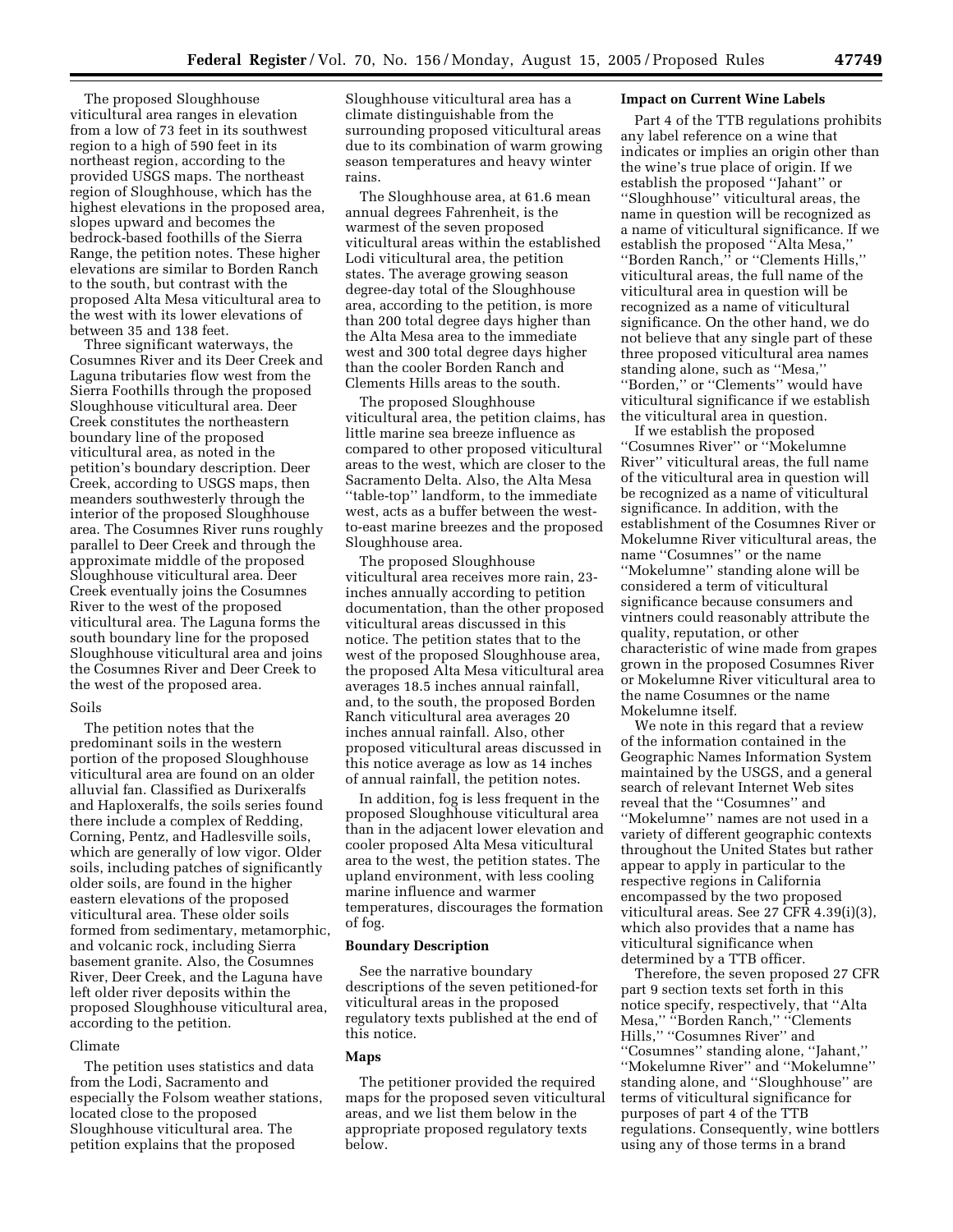The proposed Sloughhouse viticultural area ranges in elevation from a low of 73 feet in its southwest region to a high of 590 feet in its northeast region, according to the provided USGS maps. The northeast region of Sloughhouse, which has the highest elevations in the proposed area, slopes upward and becomes the bedrock-based foothills of the Sierra Range, the petition notes. These higher elevations are similar to Borden Ranch to the south, but contrast with the proposed Alta Mesa viticultural area to the west with its lower elevations of between 35 and 138 feet.

Three significant waterways, the Cosumnes River and its Deer Creek and Laguna tributaries flow west from the Sierra Foothills through the proposed Sloughhouse viticultural area. Deer Creek constitutes the northeastern boundary line of the proposed viticultural area, as noted in the petition's boundary description. Deer Creek, according to USGS maps, then meanders southwesterly through the interior of the proposed Sloughhouse area. The Cosumnes River runs roughly parallel to Deer Creek and through the approximate middle of the proposed Sloughhouse viticultural area. Deer Creek eventually joins the Cosumnes River to the west of the proposed viticultural area. The Laguna forms the south boundary line for the proposed Sloughhouse viticultural area and joins the Cosumnes River and Deer Creek to the west of the proposed area.

### Soils

The petition notes that the predominant soils in the western portion of the proposed Sloughhouse viticultural area are found on an older alluvial fan. Classified as Durixeralfs and Haploxeralfs, the soils series found there include a complex of Redding, Corning, Pentz, and Hadlesville soils, which are generally of low vigor. Older soils, including patches of significantly older soils, are found in the higher eastern elevations of the proposed viticultural area. These older soils formed from sedimentary, metamorphic, and volcanic rock, including Sierra basement granite. Also, the Cosumnes River, Deer Creek, and the Laguna have left older river deposits within the proposed Sloughhouse viticultural area, according to the petition.

### Climate

The petition uses statistics and data from the Lodi, Sacramento and especially the Folsom weather stations, located close to the proposed Sloughhouse viticultural area. The petition explains that the proposed Sloughhouse viticultural area has a climate distinguishable from the surrounding proposed viticultural areas due to its combination of warm growing season temperatures and heavy winter rains.

The Sloughhouse area, at 61.6 mean annual degrees Fahrenheit, is the warmest of the seven proposed viticultural areas within the established Lodi viticultural area, the petition states. The average growing season degree-day total of the Sloughhouse area, according to the petition, is more than 200 total degree days higher than the Alta Mesa area to the immediate west and 300 total degree days higher than the cooler Borden Ranch and Clements Hills areas to the south.

The proposed Sloughhouse viticultural area, the petition claims, has little marine sea breeze influence as compared to other proposed viticultural areas to the west, which are closer to the Sacramento Delta. Also, the Alta Mesa ''table-top'' landform, to the immediate west, acts as a buffer between the west-to-east marine breezes and the proposed Sloughhouse area.

The proposed Sloughhouse viticultural area receives more rain, 23-inches annually according to petition documentation, than the other proposed viticultural areas discussed in this notice. The petition states that to the west of the proposed Sloughhouse area, the proposed Alta Mesa viticultural area averages 18.5 inches annual rainfall, and, to the south, the proposed Borden Ranch viticultural area averages 20 inches annual rainfall. Also, other proposed viticultural areas discussed in this notice average as low as 14 inches of annual rainfall, the petition notes.

In addition, fog is less frequent in the proposed Sloughhouse viticultural area than in the adjacent lower elevation and cooler proposed Alta Mesa viticultural area to the west, the petition states. The upland environment, with less cooling marine influence and warmer temperatures, discourages the formation of fog.

## Boundary Description

See the narrative boundary descriptions of the seven petitioned-for viticultural areas in the proposed regulatory texts published at the end of this notice.

## Maps

The petitioner provided the required maps for the proposed seven viticultural areas, and we list them below in the appropriate proposed regulatory texts below.

## Impact on Current Wine Labels

Part 4 of the TTB regulations prohibits any label reference on a wine that indicates or implies an origin other than the wine's true place of origin. If we establish the proposed ''Jahant'' or ''Sloughhouse'' viticultural areas, the name in question will be recognized as a name of viticultural significance. If we establish the proposed ''Alta Mesa,'' ''Borden Ranch,'' or ''Clements Hills,'' viticultural areas, the full name of the viticultural area in question will be recognized as a name of viticultural significance. On the other hand, we do not believe that any single part of these three proposed viticultural area names standing alone, such as ''Mesa,'' ''Borden,'' or ''Clements'' would have viticultural significance if we establish the viticultural area in question.

If we establish the proposed ''Cosumnes River'' or ''Mokelumne River'' viticultural areas, the full name of the viticultural area in question will be recognized as a name of viticultural significance. In addition, with the establishment of the Cosumnes River or Mokelumne River viticultural areas, the name ''Cosumnes'' or the name ''Mokelumne'' standing alone will be considered a term of viticultural significance because consumers and vintners could reasonably attribute the quality, reputation, or other characteristic of wine made from grapes grown in the proposed Cosumnes River or Mokelumne River viticultural area to the name Cosumnes or the name Mokelumne itself.

We note in this regard that a review of the information contained in the Geographic Names Information System maintained by the USGS, and a general search of relevant Internet Web sites reveal that the ''Cosumnes'' and ''Mokelumne'' names are not used in a variety of different geographic contexts throughout the United States but rather appear to apply in particular to the respective regions in California encompassed by the two proposed viticultural areas. See 27 CFR 4.39(i)(3), which also provides that a name has viticultural significance when determined by a TTB officer.

Therefore, the seven proposed 27 CFR part 9 section texts set forth in this notice specify, respectively, that ''Alta Mesa,'' ''Borden Ranch,'' ''Clements Hills,'' ''Cosumnes River'' and ''Cosumnes'' standing alone, ''Jahant,'' ''Mokelumne River'' and ''Mokelumne'' standing alone, and ''Sloughhouse'' are terms of viticultural significance for purposes of part 4 of the TTB regulations. Consequently, wine bottlers using any of those terms in a brand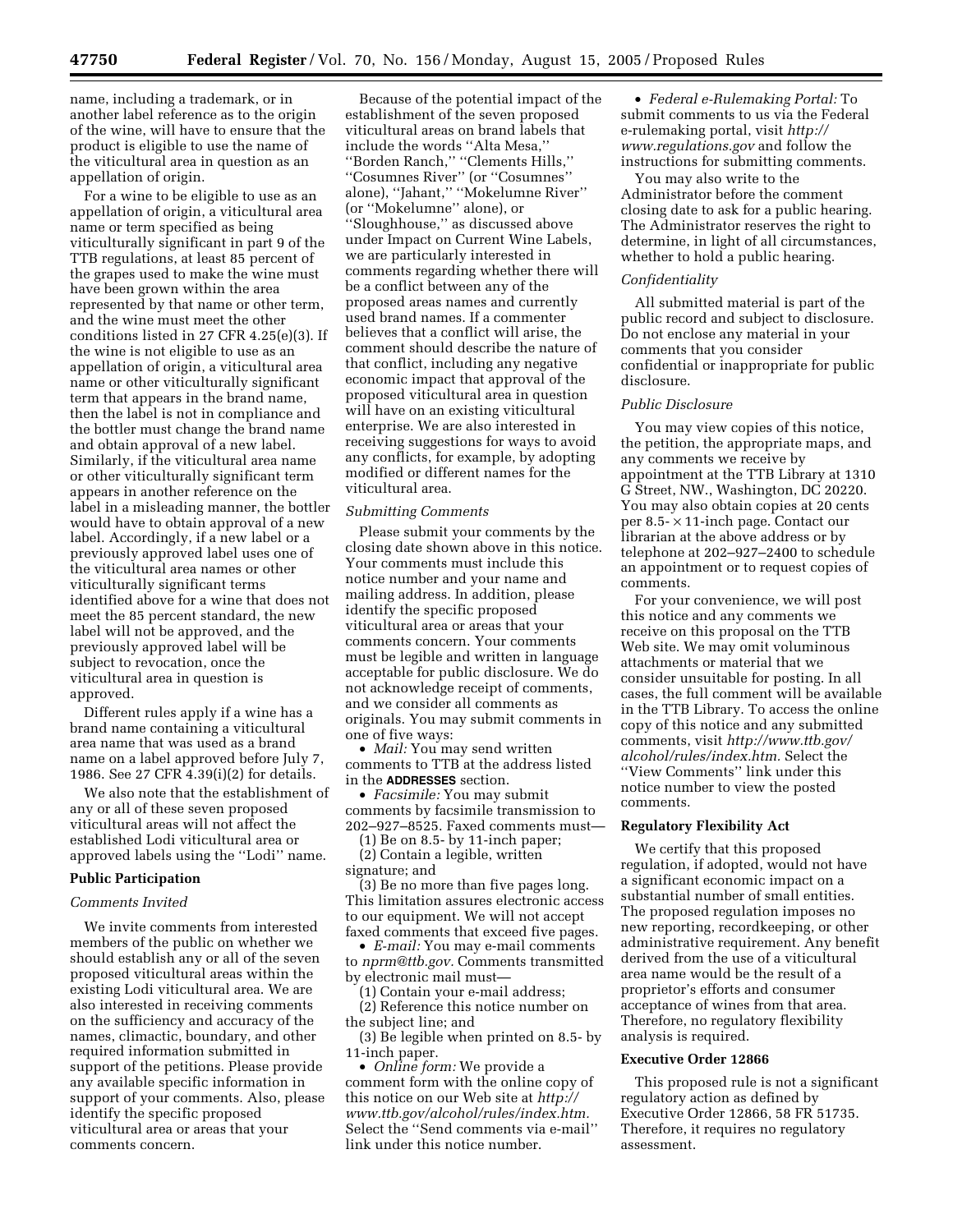name, including a trademark, or in another label reference as to the origin of the wine, will have to ensure that the product is eligible to use the name of the viticultural area in question as an appellation of origin.

For a wine to be eligible to use as an appellation of origin, a viticultural area name or term specified as being viticulturally significant in part 9 of the TTB regulations, at least 85 percent of the grapes used to make the wine must have been grown within the area represented by that name or other term, and the wine must meet the other conditions listed in 27 CFR 4.25(e)(3). If the wine is not eligible to use as an appellation of origin, a viticultural area name or other viticulturally significant term that appears in the brand name, then the label is not in compliance and the bottler must change the brand name and obtain approval of a new label. Similarly, if the viticultural area name or other viticulturally significant term appears in another reference on the label in a misleading manner, the bottler would have to obtain approval of a new label. Accordingly, if a new label or a previously approved label uses one of the viticultural area names or other viticulturally significant terms identified above for a wine that does not meet the 85 percent standard, the new label will not be approved, and the previously approved label will be subject to revocation, once the viticultural area in question is approved.

Different rules apply if a wine has a brand name containing a viticultural area name that was used as a brand name on a label approved before July 7, 1986. See 27 CFR 4.39(i)(2) for details.

We also note that the establishment of any or all of these seven proposed viticultural areas will not affect the established Lodi viticultural area or approved labels using the ''Lodi'' name.

## Public Participation

### *Comments Invited*

We invite comments from interested members of the public on whether we should establish any or all of the seven proposed viticultural areas within the existing Lodi viticultural area. We are also interested in receiving comments on the sufficiency and accuracy of the names, climactic, boundary, and other required information submitted in support of the petitions. Please provide any available specific information in support of your comments. Also, please identify the specific proposed viticultural area or areas that your comments concern.

Because of the potential impact of the establishment of the seven proposed viticultural areas on brand labels that include the words ''Alta Mesa,'' ''Borden Ranch,'' ''Clements Hills,'' ''Cosumnes River'' (or ''Cosumnes'' alone), ''Jahant,'' ''Mokelumne River'' (or ''Mokelumne'' alone), or ''Sloughhouse,'' as discussed above under Impact on Current Wine Labels, we are particularly interested in comments regarding whether there will be a conflict between any of the proposed areas names and currently used brand names. If a commenter believes that a conflict will arise, the comment should describe the nature of that conflict, including any negative economic impact that approval of the proposed viticultural area in question will have on an existing viticultural enterprise. We are also interested in receiving suggestions for ways to avoid any conflicts, for example, by adopting modified or different names for the viticultural area.

### *Submitting Comments*

Please submit your comments by the closing date shown above in this notice. Your comments must include this notice number and your name and mailing address. In addition, please identify the specific proposed viticultural area or areas that your comments concern. Your comments must be legible and written in language acceptable for public disclosure. We do not acknowledge receipt of comments, and we consider all comments as originals. You may submit comments in one of five ways:

- *Mail:* You may send written comments to TTB at the address listed in the **ADDRESSES** section.
- *Facsimile:* You may submit comments by facsimile transmission to 202–927–8525. Faxed comments must—
  (1) Be on 8.5- by 11-inch paper;
  (2) Contain a legible, written signature; and
  (3) Be no more than five pages long. This limitation assures electronic access to our equipment. We will not accept faxed comments that exceed five pages.
- *E-mail:* You may e-mail comments to *nprm@ttb.gov.* Comments transmitted by electronic mail must—
  (1) Contain your e-mail address;
  (2) Reference this notice number on the subject line; and
  (3) Be legible when printed on 8.5- by 11-inch paper.
- *Online form:* We provide a comment form with the online copy of this notice on our Web site at *http://www.ttb.gov/alcohol/rules/index.htm.* Select the ''Send comments via e-mail'' link under this notice number.
- *Federal e-Rulemaking Portal:* To submit comments to us via the Federal e-rulemaking portal, visit *http://www.regulations.gov* and follow the instructions for submitting comments.

You may also write to the Administrator before the comment closing date to ask for a public hearing. The Administrator reserves the right to determine, in light of all circumstances, whether to hold a public hearing.

### *Confidentiality*

All submitted material is part of the public record and subject to disclosure. Do not enclose any material in your comments that you consider confidential or inappropriate for public disclosure.

### *Public Disclosure*

You may view copies of this notice, the petition, the appropriate maps, and any comments we receive by appointment at the TTB Library at 1310 G Street, NW., Washington, DC 20220. You may also obtain copies at 20 cents per 8.5- × 11-inch page. Contact our librarian at the above address or by telephone at 202–927–2400 to schedule an appointment or to request copies of comments.

For your convenience, we will post this notice and any comments we receive on this proposal on the TTB Web site. We may omit voluminous attachments or material that we consider unsuitable for posting. In all cases, the full comment will be available in the TTB Library. To access the online copy of this notice and any submitted comments, visit *http://www.ttb.gov/alcohol/rules/index.htm.* Select the ''View Comments'' link under this notice number to view the posted comments.

## Regulatory Flexibility Act

We certify that this proposed regulation, if adopted, would not have a significant economic impact on a substantial number of small entities. The proposed regulation imposes no new reporting, recordkeeping, or other administrative requirement. Any benefit derived from the use of a viticultural area name would be the result of a proprietor's efforts and consumer acceptance of wines from that area. Therefore, no regulatory flexibility analysis is required.

## Executive Order 12866

This proposed rule is not a significant regulatory action as defined by Executive Order 12866, 58 FR 51735. Therefore, it requires no regulatory assessment.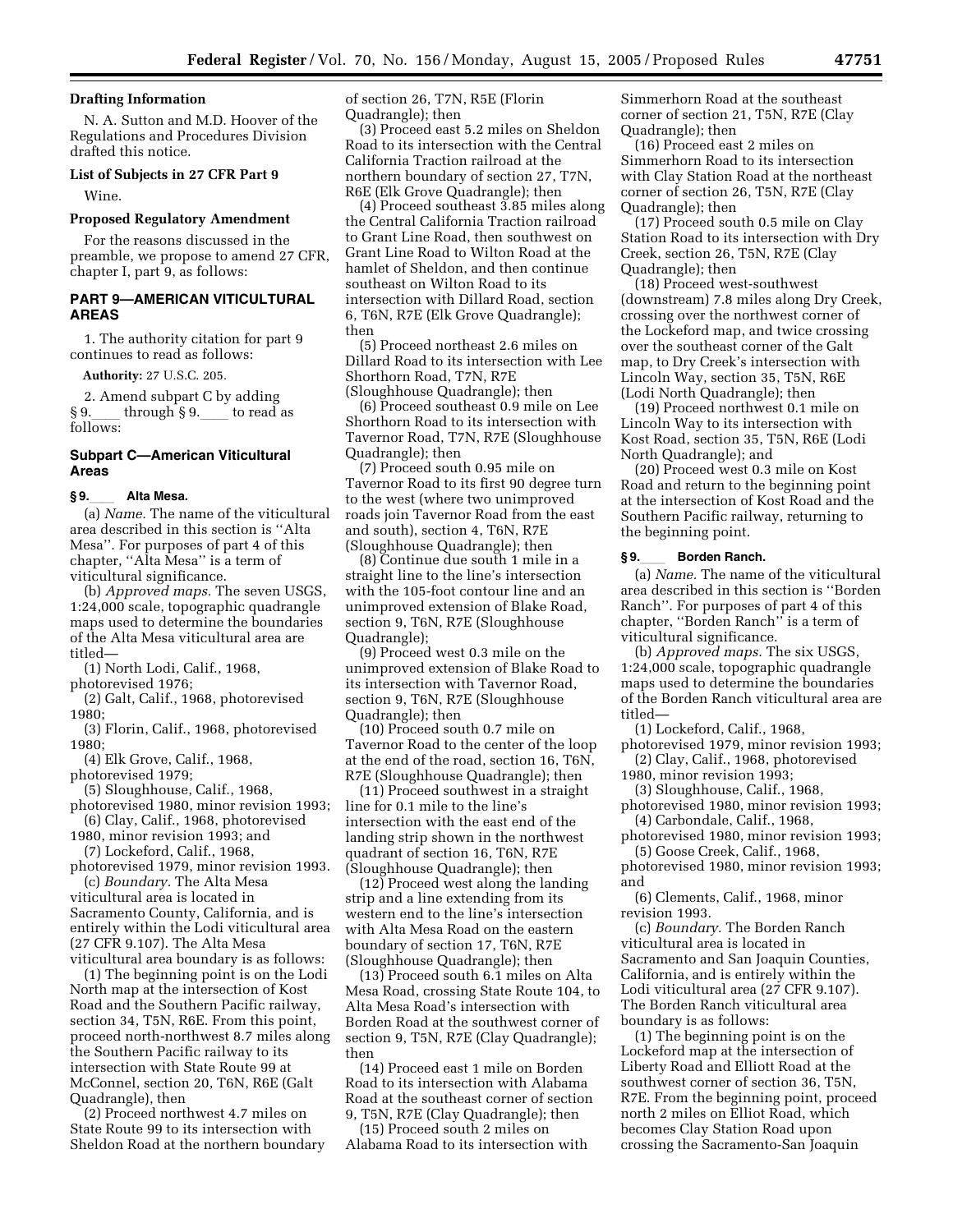### Drafting Information

N. A. Sutton and M.D. Hoover of the Regulations and Procedures Division drafted this notice.

### List of Subjects in 27 CFR Part 9

Wine.

### Proposed Regulatory Amendment

For the reasons discussed in the preamble, we propose to amend 27 CFR, chapter I, part 9, as follows:

## PART 9—AMERICAN VITICULTURAL AREAS

1. The authority citation for part 9 continues to read as follows:

**Authority:** 27 U.S.C. 205.

2. Amend subpart C by adding § 9.____ through § 9.____ to read as follows:

### Subpart C—American Viticultural Areas

**§ 9.____ Alta Mesa.**

(a) *Name.* The name of the viticultural area described in this section is ''Alta Mesa''. For purposes of part 4 of this chapter, ''Alta Mesa'' is a term of viticultural significance.

(b) *Approved maps.* The seven USGS, 1:24,000 scale, topographic quadrangle maps used to determine the boundaries of the Alta Mesa viticultural area are titled—

(1) North Lodi, Calif., 1968, photorevised 1976;

(2) Galt, Calif., 1968, photorevised 1980;

(3) Florin, Calif., 1968, photorevised 1980;

(4) Elk Grove, Calif., 1968, photorevised 1979;

(5) Sloughhouse, Calif., 1968, photorevised 1980, minor revision 1993;

(6) Clay, Calif., 1968, photorevised 1980, minor revision 1993; and

(7) Lockeford, Calif., 1968, photorevised 1979, minor revision 1993.

(c) *Boundary.* The Alta Mesa viticultural area is located in Sacramento County, California, and is entirely within the Lodi viticultural area (27 CFR 9.107). The Alta Mesa viticultural area boundary is as follows:

(1) The beginning point is on the Lodi North map at the intersection of Kost Road and the Southern Pacific railway, section 34, T5N, R6E. From this point, proceed north-northwest 8.7 miles along the Southern Pacific railway to its intersection with State Route 99 at McConnel, section 20, T6N, R6E (Galt Quadrangle), then

(2) Proceed northwest 4.7 miles on State Route 99 to its intersection with Sheldon Road at the northern boundary of section 26, T7N, R5E (Florin Quadrangle); then

(3) Proceed east 5.2 miles on Sheldon Road to its intersection with the Central California Traction railroad at the northern boundary of section 27, T7N, R6E (Elk Grove Quadrangle); then

(4) Proceed southeast 3.85 miles along the Central California Traction railroad to Grant Line Road, then southwest on Grant Line Road to Wilton Road at the hamlet of Sheldon, and then continue southeast on Wilton Road to its intersection with Dillard Road, section 6, T6N, R7E (Elk Grove Quadrangle); then

(5) Proceed northeast 2.6 miles on Dillard Road to its intersection with Lee Shorthorn Road, T7N, R7E (Sloughhouse Quadrangle); then

(6) Proceed southeast 0.9 mile on Lee Shorthorn Road to its intersection with Tavernor Road, T7N, R7E (Sloughhouse Quadrangle); then

(7) Proceed south 0.95 mile on Tavernor Road to its first 90 degree turn to the west (where two unimproved roads join Tavernor Road from the east and south), section 4, T6N, R7E (Sloughhouse Quadrangle); then

(8) Continue due south 1 mile in a straight line to the line's intersection with the 105-foot contour line and an unimproved extension of Blake Road, section 9, T6N, R7E (Sloughhouse Quadrangle);

(9) Proceed west 0.3 mile on the unimproved extension of Blake Road to its intersection with Tavernor Road, section 9, T6N, R7E (Sloughhouse Quadrangle); then

(10) Proceed south 0.7 mile on Tavernor Road to the center of the loop at the end of the road, section 16, T6N, R7E (Sloughhouse Quadrangle); then

(11) Proceed southwest in a straight line for 0.1 mile to the line's intersection with the east end of the landing strip shown in the northwest quadrant of section 16, T6N, R7E (Sloughhouse Quadrangle); then

(12) Proceed west along the landing strip and a line extending from its western end to the line's intersection with Alta Mesa Road on the eastern boundary of section 17, T6N, R7E (Sloughhouse Quadrangle); then

(13) Proceed south 6.1 miles on Alta Mesa Road, crossing State Route 104, to Alta Mesa Road's intersection with Borden Road at the southwest corner of section 9, T5N, R7E (Clay Quadrangle); then

(14) Proceed east 1 mile on Borden Road to its intersection with Alabama Road at the southeast corner of section 9, T5N, R7E (Clay Quadrangle); then

(15) Proceed south 2 miles on Alabama Road to its intersection with Simmerhorn Road at the southeast corner of section 21, T5N, R7E (Clay Quadrangle); then

(16) Proceed east 2 miles on Simmerhorn Road to its intersection with Clay Station Road at the northeast corner of section 26, T5N, R7E (Clay Quadrangle); then

(17) Proceed south 0.5 mile on Clay Station Road to its intersection with Dry Creek, section 26, T5N, R7E (Clay Quadrangle); then

(18) Proceed west-southwest (downstream) 7.8 miles along Dry Creek, crossing over the northwest corner of the Lockeford map, and twice crossing over the southeast corner of the Galt map, to Dry Creek's intersection with Lincoln Way, section 35, T5N, R6E (Lodi North Quadrangle); then

(19) Proceed northwest 0.1 mile on Lincoln Way to its intersection with Kost Road, section 35, T5N, R6E (Lodi North Quadrangle); and

(20) Proceed west 0.3 mile on Kost Road and return to the beginning point at the intersection of Kost Road and the Southern Pacific railway, returning to the beginning point.

**§ 9.____ Borden Ranch.**

(a) *Name.* The name of the viticultural area described in this section is ''Borden Ranch''. For purposes of part 4 of this chapter, ''Borden Ranch'' is a term of viticultural significance.

(b) *Approved maps.* The six USGS, 1:24,000 scale, topographic quadrangle maps used to determine the boundaries of the Borden Ranch viticultural area are titled—

(1) Lockeford, Calif., 1968, photorevised 1979, minor revision 1993;

(2) Clay, Calif., 1968, photorevised 1980, minor revision 1993;

(3) Sloughhouse, Calif., 1968, photorevised 1980, minor revision 1993;

(4) Carbondale, Calif., 1968, photorevised 1980, minor revision 1993;

(5) Goose Creek, Calif., 1968, photorevised 1980, minor revision 1993; and

(6) Clements, Calif., 1968, minor revision 1993.

(c) *Boundary.* The Borden Ranch viticultural area is located in Sacramento and San Joaquin Counties, California, and is entirely within the Lodi viticultural area (27 CFR 9.107). The Borden Ranch viticultural area boundary is as follows:

(1) The beginning point is on the Lockeford map at the intersection of Liberty Road and Elliott Road at the southwest corner of section 36, T5N, R7E. From the beginning point, proceed north 2 miles on Elliot Road, which becomes Clay Station Road upon crossing the Sacramento-San Joaquin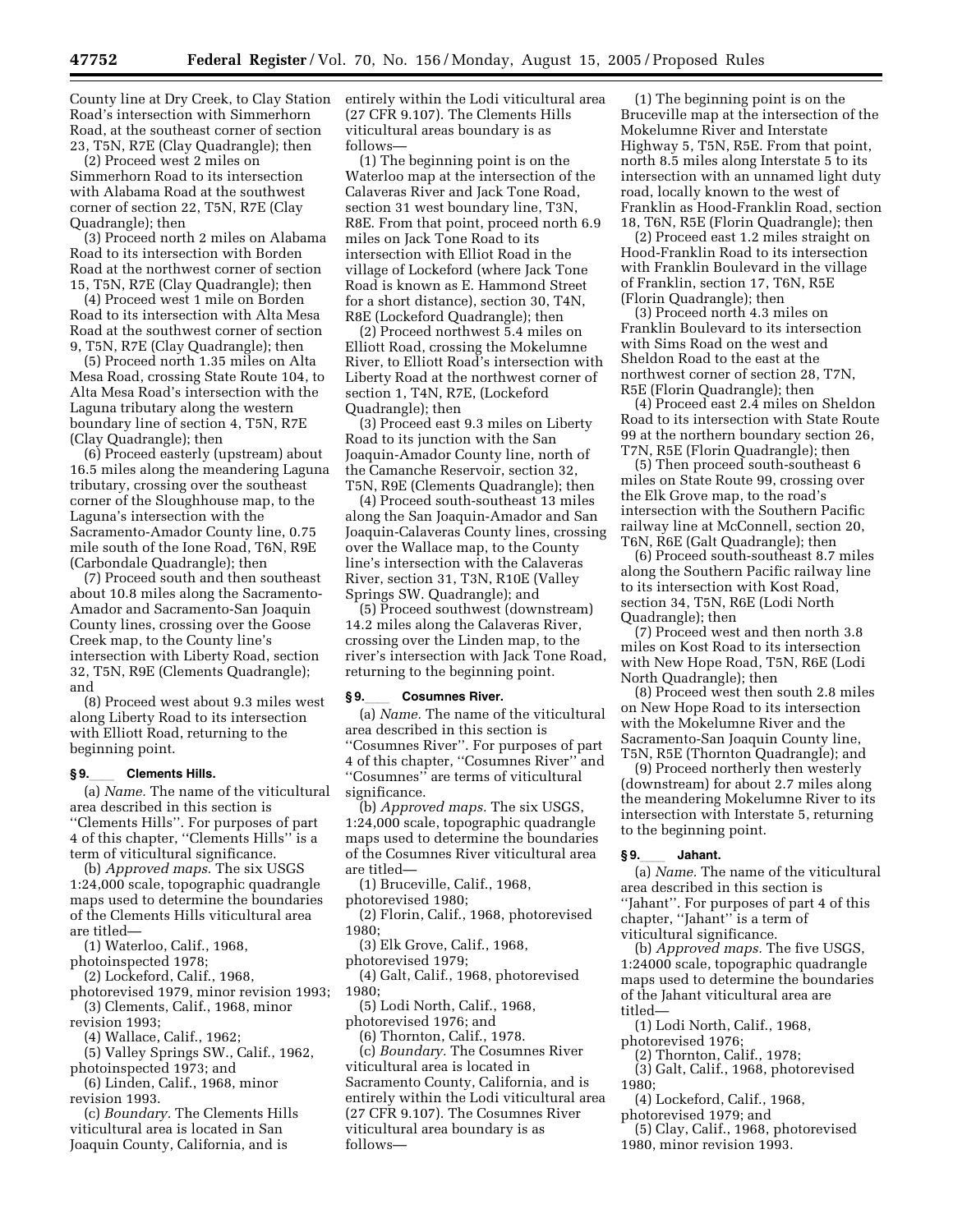County line at Dry Creek, to Clay Station Road's intersection with Simmerhorn Road, at the southeast corner of section 23, T5N, R7E (Clay Quadrangle); then

(2) Proceed west 2 miles on Simmerhorn Road to its intersection with Alabama Road at the southwest corner of section 22, T5N, R7E (Clay Quadrangle); then

(3) Proceed north 2 miles on Alabama Road to its intersection with Borden Road at the northwest corner of section 15, T5N, R7E (Clay Quadrangle); then

(4) Proceed west 1 mile on Borden Road to its intersection with Alta Mesa Road at the southwest corner of section 9, T5N, R7E (Clay Quadrangle); then

(5) Proceed north 1.35 miles on Alta Mesa Road, crossing State Route 104, to Alta Mesa Road's intersection with the Laguna tributary along the western boundary line of section 4, T5N, R7E (Clay Quadrangle); then

(6) Proceed easterly (upstream) about 16.5 miles along the meandering Laguna tributary, crossing over the southeast corner of the Sloughhouse map, to the Laguna's intersection with the Sacramento-Amador County line, 0.75 mile south of the Ione Road, T6N, R9E (Carbondale Quadrangle); then

(7) Proceed south and then southeast about 10.8 miles along the Sacramento-Amador and Sacramento-San Joaquin County lines, crossing over the Goose Creek map, to the County line's intersection with Liberty Road, section 32, T5N, R9E (Clements Quadrangle); and

(8) Proceed west about 9.3 miles west along Liberty Road to its intersection with Elliott Road, returning to the beginning point.

### § 9.____ Clements Hills.

(a) *Name.* The name of the viticultural area described in this section is ''Clements Hills''. For purposes of part 4 of this chapter, ''Clements Hills'' is a term of viticultural significance.

(b) *Approved maps.* The six USGS 1:24,000 scale, topographic quadrangle maps used to determine the boundaries of the Clements Hills viticultural area are titled—

(1) Waterloo, Calif., 1968, photoinspected 1978;

(2) Lockeford, Calif., 1968, photorevised 1979, minor revision 1993;

(3) Clements, Calif., 1968, minor revision 1993;

(4) Wallace, Calif., 1962;

(5) Valley Springs SW., Calif., 1962, photoinspected 1973; and

(6) Linden, Calif., 1968, minor revision 1993.

(c) *Boundary.* The Clements Hills viticultural area is located in San Joaquin County, California, and is entirely within the Lodi viticultural area (27 CFR 9.107). The Clements Hills viticultural areas boundary is as follows—

(1) The beginning point is on the Waterloo map at the intersection of the Calaveras River and Jack Tone Road, section 31 west boundary line, T3N, R8E. From that point, proceed north 6.9 miles on Jack Tone Road to its intersection with Elliot Road in the village of Lockeford (where Jack Tone Road is known as E. Hammond Street for a short distance), section 30, T4N, R8E (Lockeford Quadrangle); then

(2) Proceed northwest 5.4 miles on Elliott Road, crossing the Mokelumne River, to Elliott Road's intersection with Liberty Road at the northwest corner of section 1, T4N, R7E, (Lockeford Quadrangle); then

(3) Proceed east 9.3 miles on Liberty Road to its junction with the San Joaquin-Amador County line, north of the Camanche Reservoir, section 32, T5N, R9E (Clements Quadrangle); then

(4) Proceed south-southeast 13 miles along the San Joaquin-Amador and San Joaquin-Calaveras County lines, crossing over the Wallace map, to the County line's intersection with the Calaveras River, section 31, T3N, R10E (Valley Springs SW. Quadrangle); and

(5) Proceed southwest (downstream) 14.2 miles along the Calaveras River, crossing over the Linden map, to the river's intersection with Jack Tone Road, returning to the beginning point.

### § 9.____ Cosumnes River.

(a) *Name.* The name of the viticultural area described in this section is ''Cosumnes River''. For purposes of part 4 of this chapter, ''Cosumnes River'' and ''Cosumnes'' are terms of viticultural significance.

(b) *Approved maps.* The six USGS, 1:24,000 scale, topographic quadrangle maps used to determine the boundaries of the Cosumnes River viticultural area are titled—

(1) Bruceville, Calif., 1968, photorevised 1980;

(2) Florin, Calif., 1968, photorevised 1980;

(3) Elk Grove, Calif., 1968, photorevised 1979;

(4) Galt, Calif., 1968, photorevised 1980;

(5) Lodi North, Calif., 1968, photorevised 1976; and

(6) Thornton, Calif., 1978.

(c) *Boundary.* The Cosumnes River viticultural area is located in Sacramento County, California, and is entirely within the Lodi viticultural area (27 CFR 9.107). The Cosumnes River viticultural area boundary is as follows—

(1) The beginning point is on the Bruceville map at the intersection of the Mokelumne River and Interstate Highway 5, T5N, R5E. From that point, north 8.5 miles along Interstate 5 to its intersection with an unnamed light duty road, locally known to the west of Franklin as Hood-Franklin Road, section 18, T6N, R5E (Florin Quadrangle); then

(2) Proceed east 1.2 miles straight on Hood-Franklin Road to its intersection with Franklin Boulevard in the village of Franklin, section 17, T6N, R5E (Florin Quadrangle); then

(3) Proceed north 4.3 miles on Franklin Boulevard to its intersection with Sims Road on the west and Sheldon Road to the east at the northwest corner of section 28, T7N, R5E (Florin Quadrangle); then

(4) Proceed east 2.4 miles on Sheldon Road to its intersection with State Route 99 at the northern boundary section 26, T7N, R5E (Florin Quadrangle); then

(5) Then proceed south-southeast 6 miles on State Route 99, crossing over the Elk Grove map, to the road's intersection with the Southern Pacific railway line at McConnell, section 20, T6N, R6E (Galt Quadrangle); then

(6) Proceed south-southeast 8.7 miles along the Southern Pacific railway line to its intersection with Kost Road, section 34, T5N, R6E (Lodi North Quadrangle); then

(7) Proceed west and then north 3.8 miles on Kost Road to its intersection with New Hope Road, T5N, R6E (Lodi North Quadrangle); then

(8) Proceed west then south 2.8 miles on New Hope Road to its intersection with the Mokelumne River and the Sacramento-San Joaquin County line, T5N, R5E (Thornton Quadrangle); and

(9) Proceed northerly then westerly (downstream) for about 2.7 miles along the meandering Mokelumne River to its intersection with Interstate 5, returning to the beginning point.

### § 9.____ Jahant.

(a) *Name.* The name of the viticultural area described in this section is ''Jahant''. For purposes of part 4 of this chapter, ''Jahant'' is a term of viticultural significance.

(b) *Approved maps.* The five USGS, 1:24000 scale, topographic quadrangle maps used to determine the boundaries of the Jahant viticultural area are titled—

(1) Lodi North, Calif., 1968, photorevised 1976;

(2) Thornton, Calif., 1978;

(3) Galt, Calif., 1968, photorevised 1980;

(4) Lockeford, Calif., 1968, photorevised 1979; and

(5) Clay, Calif., 1968, photorevised 1980, minor revision 1993.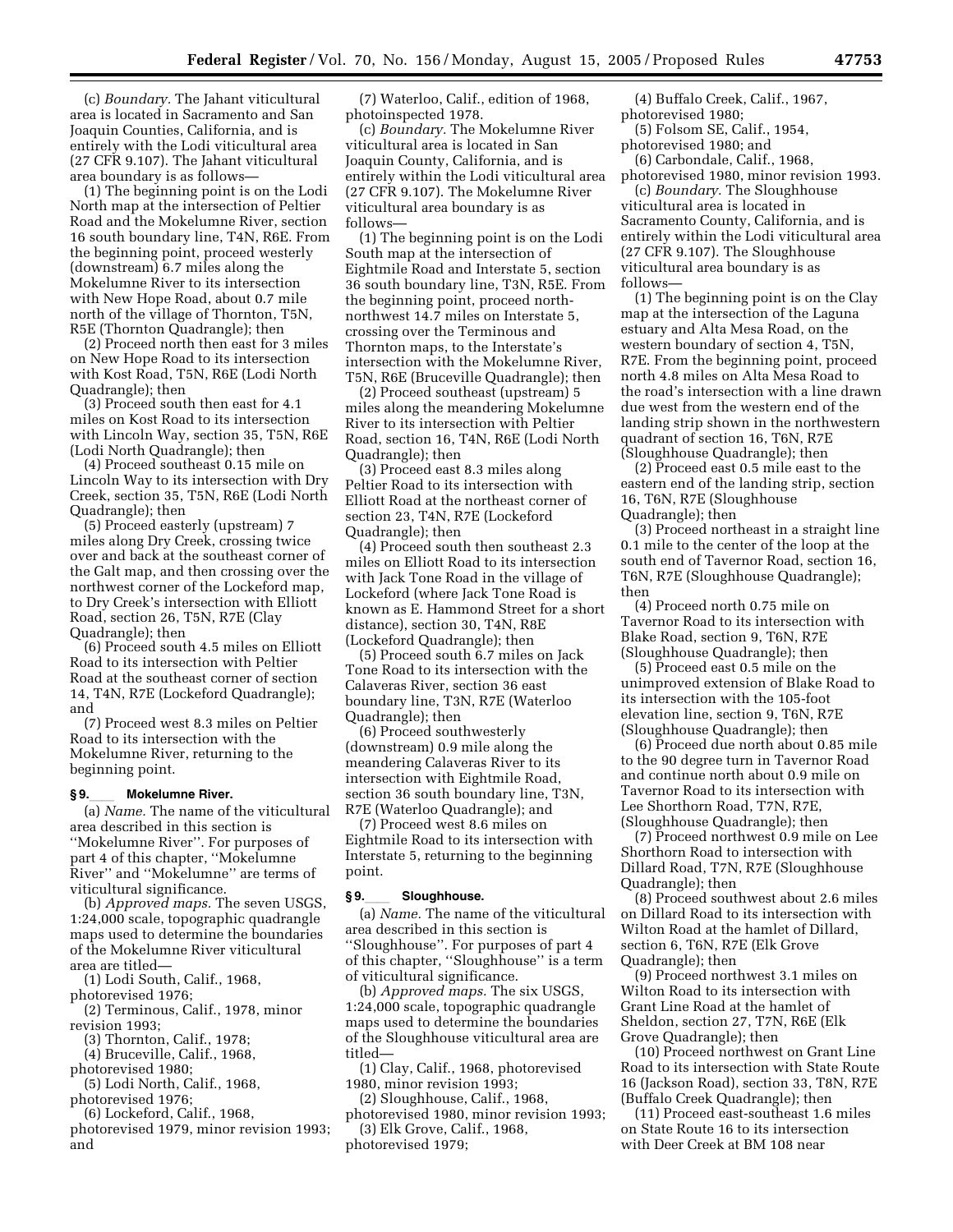(c) *Boundary.* The Jahant viticultural area is located in Sacramento and San Joaquin Counties, California, and is entirely with the Lodi viticultural area (27 CFR 9.107). The Jahant viticultural area boundary is as follows—

(1) The beginning point is on the Lodi North map at the intersection of Peltier Road and the Mokelumne River, section 16 south boundary line, T4N, R6E. From the beginning point, proceed westerly (downstream) 6.7 miles along the Mokelumne River to its intersection with New Hope Road, about 0.7 mile north of the village of Thornton, T5N, R5E (Thornton Quadrangle); then

(2) Proceed north then east for 3 miles on New Hope Road to its intersection with Kost Road, T5N, R6E (Lodi North Quadrangle); then

(3) Proceed south then east for 4.1 miles on Kost Road to its intersection with Lincoln Way, section 35, T5N, R6E (Lodi North Quadrangle); then

(4) Proceed southeast 0.15 mile on Lincoln Way to its intersection with Dry Creek, section 35, T5N, R6E (Lodi North Quadrangle); then

(5) Proceed easterly (upstream) 7 miles along Dry Creek, crossing twice over and back at the southeast corner of the Galt map, and then crossing over the northwest corner of the Lockeford map, to Dry Creek's intersection with Elliott Road, section 26, T5N, R7E (Clay Quadrangle); then

(6) Proceed south 4.5 miles on Elliott Road to its intersection with Peltier Road at the southeast corner of section 14, T4N, R7E (Lockeford Quadrangle); and

(7) Proceed west 8.3 miles on Peltier Road to its intersection with the Mokelumne River, returning to the beginning point.

### § 9.\_\_\_\_ Mokelumne River.

(a) *Name.* The name of the viticultural area described in this section is "Mokelumne River". For purposes of part 4 of this chapter, "Mokelumne River" and "Mokelumne" are terms of viticultural significance.

(b) *Approved maps.* The seven USGS, 1:24,000 scale, topographic quadrangle maps used to determine the boundaries of the Mokelumne River viticultural area are titled—

(1) Lodi South, Calif., 1968, photorevised 1976;

(2) Terminous, Calif., 1978, minor revision 1993;

(3) Thornton, Calif., 1978;

(4) Bruceville, Calif., 1968, photorevised 1980;

(5) Lodi North, Calif., 1968, photorevised 1976;

(6) Lockeford, Calif., 1968, photorevised 1979, minor revision 1993; and

(7) Waterloo, Calif., edition of 1968, photoinspected 1978.

(c) *Boundary.* The Mokelumne River viticultural area is located in San Joaquin County, California, and is entirely within the Lodi viticultural area (27 CFR 9.107). The Mokelumne River viticultural area boundary is as follows—

(1) The beginning point is on the Lodi South map at the intersection of Eightmile Road and Interstate 5, section 36 south boundary line, T3N, R5E. From the beginning point, proceed north-northwest 14.7 miles on Interstate 5, crossing over the Terminous and Thornton maps, to the Interstate's intersection with the Mokelumne River, T5N, R6E (Bruceville Quadrangle); then

(2) Proceed southeast (upstream) 5 miles along the meandering Mokelumne River to its intersection with Peltier Road, section 16, T4N, R6E (Lodi North Quadrangle); then

(3) Proceed east 8.3 miles along Peltier Road to its intersection with Elliott Road at the northeast corner of section 23, T4N, R7E (Lockeford Quadrangle); then

(4) Proceed south then southeast 2.3 miles on Elliott Road to its intersection with Jack Tone Road in the village of Lockeford (where Jack Tone Road is known as E. Hammond Street for a short distance), section 30, T4N, R8E (Lockeford Quadrangle); then

(5) Proceed south 6.7 miles on Jack Tone Road to its intersection with the Calaveras River, section 36 east boundary line, T3N, R7E (Waterloo Quadrangle); then

(6) Proceed southwesterly (downstream) 0.9 mile along the meandering Calaveras River to its intersection with Eightmile Road, section 36 south boundary line, T3N, R7E (Waterloo Quadrangle); and

(7) Proceed west 8.6 miles on Eightmile Road to its intersection with Interstate 5, returning to the beginning point.

### § 9.\_\_\_\_ Sloughhouse.

(a) *Name.* The name of the viticultural area described in this section is "Sloughhouse". For purposes of part 4 of this chapter, "Sloughhouse" is a term of viticultural significance.

(b) *Approved maps.* The six USGS, 1:24,000 scale, topographic quadrangle maps used to determine the boundaries of the Sloughhouse viticultural area are titled—

(1) Clay, Calif., 1968, photorevised 1980, minor revision 1993;

(2) Sloughhouse, Calif., 1968, photorevised 1980, minor revision 1993;

(3) Elk Grove, Calif., 1968, photorevised 1979;

(4) Buffalo Creek, Calif., 1967, photorevised 1980;

(5) Folsom SE, Calif., 1954, photorevised 1980; and

(6) Carbondale, Calif., 1968, photorevised 1980, minor revision 1993.

(c) *Boundary.* The Sloughhouse viticultural area is located in Sacramento County, California, and is entirely within the Lodi viticultural area (27 CFR 9.107). The Sloughhouse viticultural area boundary is as follows—

(1) The beginning point is on the Clay map at the intersection of the Laguna estuary and Alta Mesa Road, on the western boundary of section 4, T5N, R7E. From the beginning point, proceed north 4.8 miles on Alta Mesa Road to the road's intersection with a line drawn due west from the western end of the landing strip shown in the northwestern quadrant of section 16, T6N, R7E (Sloughhouse Quadrangle); then

(2) Proceed east 0.5 mile east to the eastern end of the landing strip, section 16, T6N, R7E (Sloughhouse Quadrangle); then

(3) Proceed northeast in a straight line 0.1 mile to the center of the loop at the south end of Tavernor Road, section 16, T6N, R7E (Sloughhouse Quadrangle); then

(4) Proceed north 0.75 mile on Tavernor Road to its intersection with Blake Road, section 9, T6N, R7E (Sloughhouse Quadrangle); then

(5) Proceed east 0.5 mile on the unimproved extension of Blake Road to its intersection with the 105-foot elevation line, section 9, T6N, R7E (Sloughhouse Quadrangle); then

(6) Proceed due north about 0.85 mile to the 90 degree turn in Tavernor Road and continue north about 0.9 mile on Tavernor Road to its intersection with Lee Shorthorn Road, T7N, R7E, (Sloughhouse Quadrangle); then

(7) Proceed northwest 0.9 mile on Lee Shorthorn Road to intersection with Dillard Road, T7N, R7E (Sloughhouse Quadrangle); then

(8) Proceed southwest about 2.6 miles on Dillard Road to its intersection with Wilton Road at the hamlet of Dillard, section 6, T6N, R7E (Elk Grove Quadrangle); then

(9) Proceed northwest 3.1 miles on Wilton Road to its intersection with Grant Line Road at the hamlet of Sheldon, section 27, T7N, R6E (Elk Grove Quadrangle); then

(10) Proceed northwest on Grant Line Road to its intersection with State Route 16 (Jackson Road), section 33, T8N, R7E (Buffalo Creek Quadrangle); then

(11) Proceed east-southeast 1.6 miles on State Route 16 to its intersection with Deer Creek at BM 108 near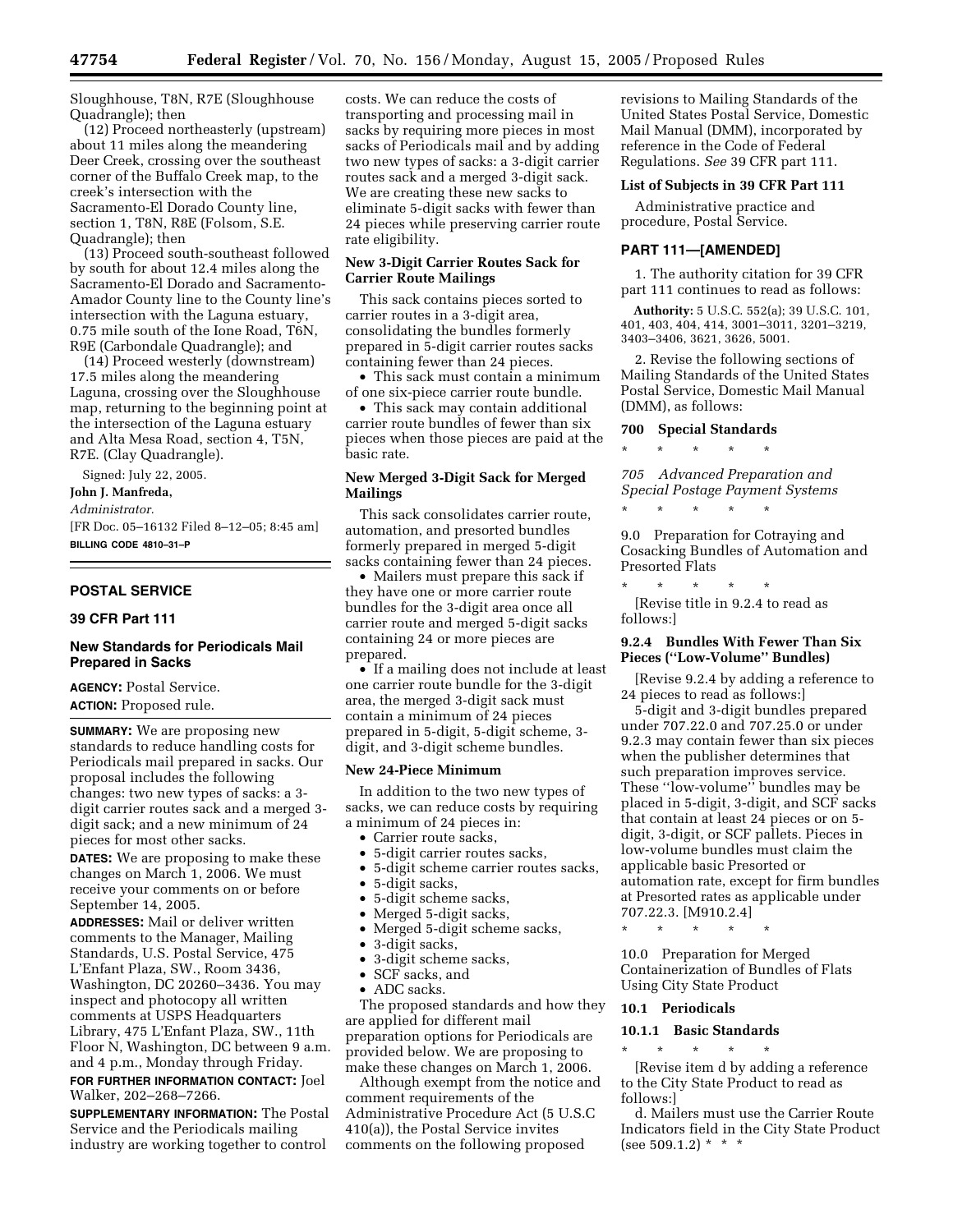Sloughhouse, T8N, R7E (Sloughhouse Quadrangle); then

(12) Proceed northeasterly (upstream) about 11 miles along the meandering Deer Creek, crossing over the southeast corner of the Buffalo Creek map, to the creek's intersection with the Sacramento-El Dorado County line, section 1, T8N, R8E (Folsom, S.E. Quadrangle); then

(13) Proceed south-southeast followed by south for about 12.4 miles along the Sacramento-El Dorado and Sacramento-Amador County line to the County line's intersection with the Laguna estuary, 0.75 mile south of the Ione Road, T6N, R9E (Carbondale Quadrangle); and

(14) Proceed westerly (downstream) 17.5 miles along the meandering Laguna, crossing over the Sloughhouse map, returning to the beginning point at the intersection of the Laguna estuary and Alta Mesa Road, section 4, T5N, R7E. (Clay Quadrangle).

Signed: July 22, 2005.

**John J. Manfreda,**

*Administrator.*

[FR Doc. 05–16132 Filed 8–12–05; 8:45 am]

**BILLING CODE 4810–31–P**

## POSTAL SERVICE

### 39 CFR Part 111

### New Standards for Periodicals Mail Prepared in Sacks

**AGENCY:** Postal Service.

**ACTION:** Proposed rule.

**SUMMARY:** We are proposing new standards to reduce handling costs for Periodicals mail prepared in sacks. Our proposal includes the following changes: two new types of sacks: a 3-digit carrier routes sack and a merged 3-digit sack; and a new minimum of 24 pieces for most other sacks.

**DATES:** We are proposing to make these changes on March 1, 2006. We must receive your comments on or before September 14, 2005.

**ADDRESSES:** Mail or deliver written comments to the Manager, Mailing Standards, U.S. Postal Service, 475 L'Enfant Plaza, SW., Room 3436, Washington, DC 20260–3436. You may inspect and photocopy all written comments at USPS Headquarters Library, 475 L'Enfant Plaza, SW., 11th Floor N, Washington, DC between 9 a.m. and 4 p.m., Monday through Friday.

**FOR FURTHER INFORMATION CONTACT:** Joel Walker, 202–268–7266.

**SUPPLEMENTARY INFORMATION:** The Postal Service and the Periodicals mailing industry are working together to control costs. We can reduce the costs of transporting and processing mail in sacks by requiring more pieces in most sacks of Periodicals mail and by adding two new types of sacks: a 3-digit carrier routes sack and a merged 3-digit sack. We are creating these new sacks to eliminate 5-digit sacks with fewer than 24 pieces while preserving carrier route rate eligibility.

#### New 3-Digit Carrier Routes Sack for Carrier Route Mailings

This sack contains pieces sorted to carrier routes in a 3-digit area, consolidating the bundles formerly prepared in 5-digit carrier routes sacks containing fewer than 24 pieces.

- This sack must contain a minimum of one six-piece carrier route bundle.
- This sack may contain additional carrier route bundles of fewer than six pieces when those pieces are paid at the basic rate.

#### New Merged 3-Digit Sack for Merged Mailings

This sack consolidates carrier route, automation, and presorted bundles formerly prepared in merged 5-digit sacks containing fewer than 24 pieces.

- Mailers must prepare this sack if they have one or more carrier route bundles for the 3-digit area once all carrier route and merged 5-digit sacks containing 24 or more pieces are prepared.
- If a mailing does not include at least one carrier route bundle for the 3-digit area, the merged 3-digit sack must contain a minimum of 24 pieces prepared in 5-digit, 5-digit scheme, 3-digit, and 3-digit scheme bundles.

#### New 24-Piece Minimum

In addition to the two new types of sacks, we can reduce costs by requiring a minimum of 24 pieces in:

- Carrier route sacks,
- 5-digit carrier routes sacks,
- 5-digit scheme carrier routes sacks,
- 5-digit sacks,
- 5-digit scheme sacks,
- Merged 5-digit sacks,
- Merged 5-digit scheme sacks,
- 3-digit sacks,
- 3-digit scheme sacks,
- SCF sacks, and
- ADC sacks.

The proposed standards and how they are applied for different mail preparation options for Periodicals are provided below. We are proposing to make these changes on March 1, 2006.

Although exempt from the notice and comment requirements of the Administrative Procedure Act (5 U.S.C 410(a)), the Postal Service invites comments on the following proposed revisions to Mailing Standards of the United States Postal Service, Domestic Mail Manual (DMM), incorporated by reference in the Code of Federal Regulations. *See* 39 CFR part 111.

#### List of Subjects in 39 CFR Part 111

Administrative practice and procedure, Postal Service.

#### PART 111—[AMENDED]

1. The authority citation for 39 CFR part 111 continues to read as follows:

**Authority:** 5 U.S.C. 552(a); 39 U.S.C. 101, 401, 403, 404, 414, 3001–3011, 3201–3219, 3403–3406, 3621, 3626, 5001.

2. Revise the following sections of Mailing Standards of the United States Postal Service, Domestic Mail Manual (DMM), as follows:

**700 Special Standards**

\* \* \* \* \*

*705 Advanced Preparation and Special Postage Payment Systems*

\* \* \* \* \*

9.0 Preparation for Cotraying and Cosacking Bundles of Automation and Presorted Flats

\* \* \* \* \*

[Revise title in 9.2.4 to read as follows:]

**9.2.4 Bundles With Fewer Than Six Pieces (''Low-Volume'' Bundles)**

[Revise 9.2.4 by adding a reference to 24 pieces to read as follows:]

5-digit and 3-digit bundles prepared under 707.22.0 and 707.25.0 or under 9.2.3 may contain fewer than six pieces when the publisher determines that such preparation improves service. These ''low-volume'' bundles may be placed in 5-digit, 3-digit, and SCF sacks that contain at least 24 pieces or on 5-digit, 3-digit, or SCF pallets. Pieces in low-volume bundles must claim the applicable basic Presorted or automation rate, except for firm bundles at Presorted rates as applicable under 707.22.3. [M910.2.4]

\* \* \* \* \*

10.0 Preparation for Merged Containerization of Bundles of Flats Using City State Product

**10.1 Periodicals**

**10.1.1 Basic Standards**

\* \* \* \* \*

[Revise item d by adding a reference to the City State Product to read as follows:]

d. Mailers must use the Carrier Route Indicators field in the City State Product (see 509.1.2) \* \* \*